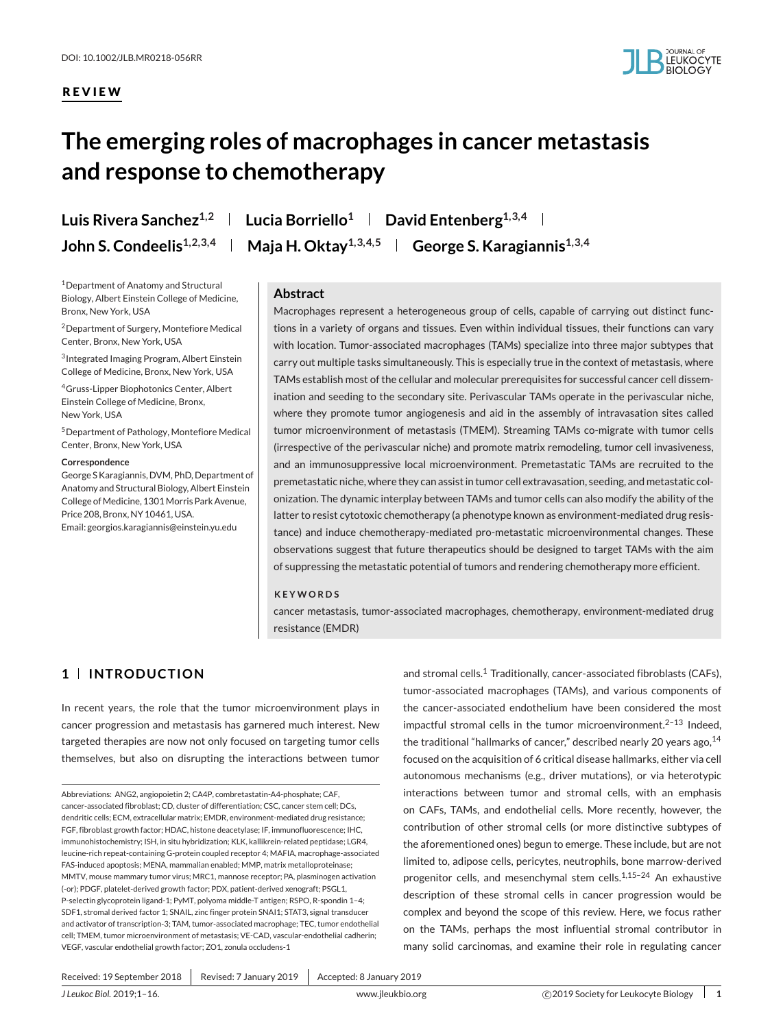DOI: 10.1002/JLB.MR0218-056RR

REVIEW

# The emerging roles of macrophages in cancer metastasis and response to chemotherapy

**Luis Rivera Sanchez**[1,2] | **Lucia Borriello**[1] | **David Entenberg**[1,3,4] | **John S. Condeelis**[1,2,3,4] | **Maja H. Oktay**[1,3,4,5] | **George S. Karagiannis**[1,3,4]

[1]Department of Anatomy and Structural Biology, Albert Einstein College of Medicine, Bronx, New York, USA

[2]Department of Surgery, Montefiore Medical Center, Bronx, New York, USA

[3]Integrated Imaging Program, Albert Einstein College of Medicine, Bronx, New York, USA

[4]Gruss-Lipper Biophotonics Center, Albert Einstein College of Medicine, Bronx, New York, USA

[5]Department of Pathology, Montefiore Medical Center, Bronx, New York, USA

**Correspondence**

George S Karagiannis, DVM, PhD, Department of Anatomy and Structural Biology, Albert Einstein College of Medicine, 1301 Morris Park Avenue, Price 208, Bronx, NY 10461, USA.
Email: georgios.karagiannis@einstein.yu.edu

## Abstract

Macrophages represent a heterogeneous group of cells, capable of carrying out distinct functions in a variety of organs and tissues. Even within individual tissues, their functions can vary with location. Tumor-associated macrophages (TAMs) specialize into three major subtypes that carry out multiple tasks simultaneously. This is especially true in the context of metastasis, where TAMs establish most of the cellular and molecular prerequisites for successful cancer cell dissemination and seeding to the secondary site. Perivascular TAMs operate in the perivascular niche, where they promote tumor angiogenesis and aid in the assembly of intravasation sites called tumor microenvironment of metastasis (TMEM). Streaming TAMs co-migrate with tumor cells (irrespective of the perivascular niche) and promote matrix remodeling, tumor cell invasiveness, and an immunosuppressive local microenvironment. Premetastatic TAMs are recruited to the premetastatic niche, where they can assist in tumor cell extravasation, seeding, and metastatic colonization. The dynamic interplay between TAMs and tumor cells can also modify the ability of the latter to resist cytotoxic chemotherapy (a phenotype known as environment-mediated drug resistance) and induce chemotherapy-mediated pro-metastatic microenvironmental changes. These observations suggest that future therapeutics should be designed to target TAMs with the aim of suppressing the metastatic potential of tumors and rendering chemotherapy more efficient.

**KEYWORDS**

cancer metastasis, tumor-associated macrophages, chemotherapy, environment-mediated drug resistance (EMDR)

## 1 | INTRODUCTION

In recent years, the role that the tumor microenvironment plays in cancer progression and metastasis has garnered much interest. New targeted therapies are now not only focused on targeting tumor cells themselves, but also on disrupting the interactions between tumor and stromal cells.[1] Traditionally, cancer-associated fibroblasts (CAFs), tumor-associated macrophages (TAMs), and various components of the cancer-associated endothelium have been considered the most impactful stromal cells in the tumor microenvironment.[2–13] Indeed, the traditional "hallmarks of cancer," described nearly 20 years ago,[14] focused on the acquisition of 6 critical disease hallmarks, either via cell autonomous mechanisms (e.g., driver mutations), or via heterotypic interactions between tumor and stromal cells, with an emphasis on CAFs, TAMs, and endothelial cells. More recently, however, the contribution of other stromal cells (or more distinctive subtypes of the aforementioned ones) begun to emerge. These include, but are not limited to, adipose cells, pericytes, neutrophils, bone marrow-derived progenitor cells, and mesenchymal stem cells.[1,15–24] An exhaustive description of these stromal cells in cancer progression would be complex and beyond the scope of this review. Here, we focus rather on the TAMs, perhaps the most influential stromal contributor in many solid carcinomas, and examine their role in regulating cancer

Abbreviations: ANG2, angiopoietin 2; CA4P, combretastatin-A4-phosphate; CAF, cancer-associated fibroblast; CD, cluster of differentiation; CSC, cancer stem cell; DCs, dendritic cells; ECM, extracellular matrix; EMDR, environment-mediated drug resistance; FGF, fibroblast growth factor; HDAC, histone deacetylase; IF, immunofluorescence; IHC, immunohistochemistry; ISH, in situ hybridization; KLK, kallikrein-related peptidase; LGR4, leucine-rich repeat-containing G-protein coupled receptor 4; MAFIA, macrophage-associated FAS-induced apoptosis; MENA, mammalian enabled; MMP, matrix metalloproteinase; MMTV, mouse mammary tumor virus; MRC1, mannose receptor; PA, plasminogen activation (-or); PDGF, platelet-derived growth factor; PDX, patient-derived xenograft; PSGL1, P-selectin glycoprotein ligand-1; PyMT, polyoma middle-T antigen; RSPO, R-spondin 1–4; SDF1, stromal derived factor 1; SNAIL, zinc finger protein SNAI1; STAT3, signal transducer and activator of transcription-3; TAM, tumor-associated macrophage; TEC, tumor endothelial cell; TMEM, tumor microenvironment of metastasis; VE-CAD, vascular-endothelial cadherin; VEGF, vascular endothelial growth factor; ZO1, zonula occludens-1

Received: 19 September 2018 | Revised: 7 January 2019 | Accepted: 8 January 2019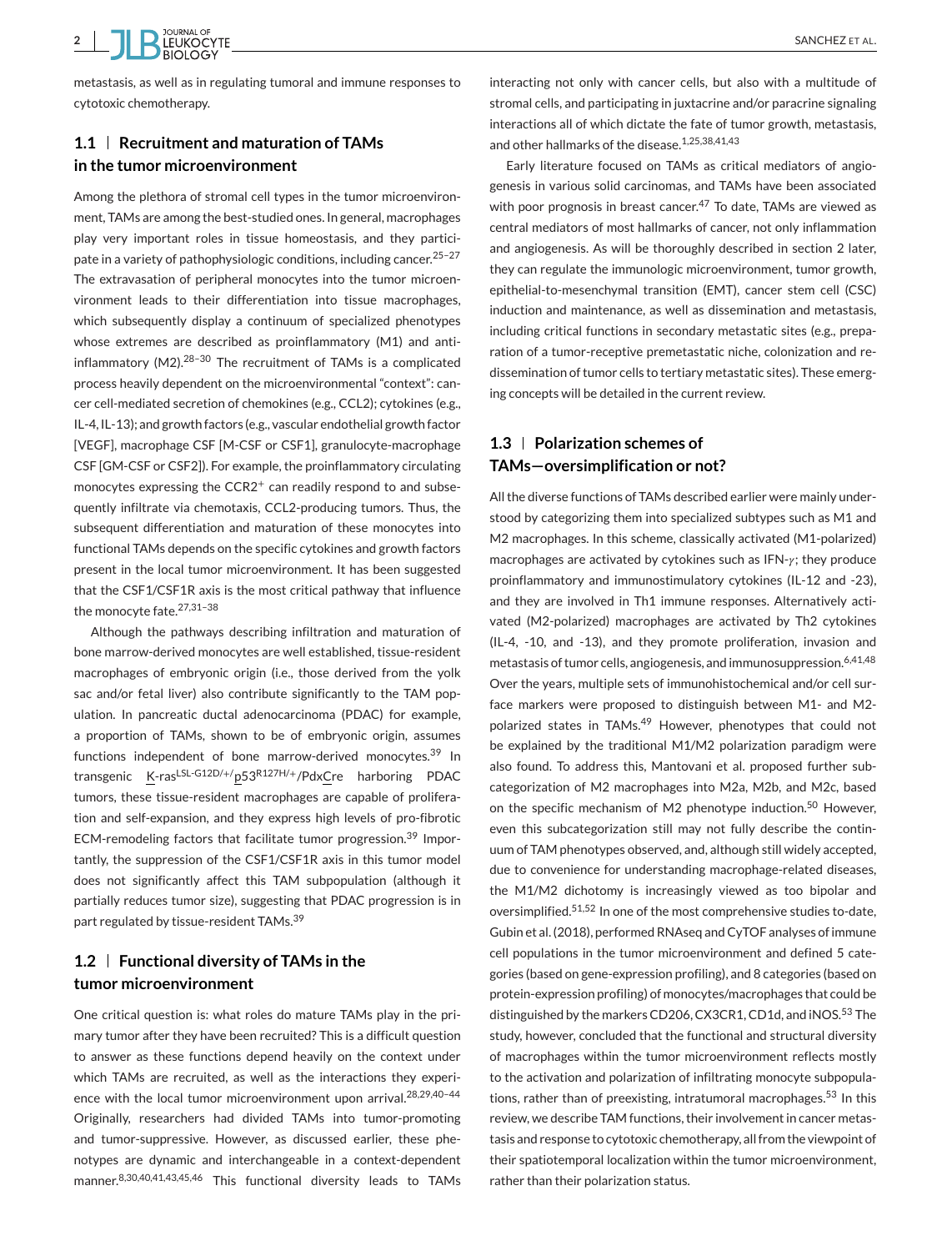metastasis, as well as in regulating tumoral and immune responses to cytotoxic chemotherapy.

## 1.1 | Recruitment and maturation of TAMs in the tumor microenvironment

Among the plethora of stromal cell types in the tumor microenvironment, TAMs are among the best-studied ones. In general, macrophages play very important roles in tissue homeostasis, and they participate in a variety of pathophysiologic conditions, including cancer.[25–27] The extravasation of peripheral monocytes into the tumor microenvironment leads to their differentiation into tissue macrophages, which subsequently display a continuum of specialized phenotypes whose extremes are described as proinflammatory (M1) and anti-inflammatory (M2).[28–30] The recruitment of TAMs is a complicated process heavily dependent on the microenvironmental "context": cancer cell-mediated secretion of chemokines (e.g., CCL2); cytokines (e.g., IL-4, IL-13); and growth factors (e.g., vascular endothelial growth factor [VEGF], macrophage CSF [M-CSF or CSF1], granulocyte-macrophage CSF [GM-CSF or CSF2]). For example, the proinflammatory circulating monocytes expressing the $CCR2^{+}$ can readily respond to and subsequently infiltrate via chemotaxis, CCL2-producing tumors. Thus, the subsequent differentiation and maturation of these monocytes into functional TAMs depends on the specific cytokines and growth factors present in the local tumor microenvironment. It has been suggested that the CSF1/CSF1R axis is the most critical pathway that influence the monocyte fate.[27,31–38]

Although the pathways describing infiltration and maturation of bone marrow-derived monocytes are well established, tissue-resident macrophages of embryonic origin (i.e., those derived from the yolk sac and/or fetal liver) also contribute significantly to the TAM population. In pancreatic ductal adenocarcinoma (PDAC) for example, a proportion of TAMs, shown to be of embryonic origin, assumes functions independent of bone marrow-derived monocytes.[39] In transgenic K-ras$^{LSL\text{-}G12D/+}$/p53$^{R127H/+}$/PdxCre harboring PDAC tumors, these tissue-resident macrophages are capable of proliferation and self-expansion, and they express high levels of pro-fibrotic ECM-remodeling factors that facilitate tumor progression.[39] Importantly, the suppression of the CSF1/CSF1R axis in this tumor model does not significantly affect this TAM subpopulation (although it partially reduces tumor size), suggesting that PDAC progression is in part regulated by tissue-resident TAMs.[39]

## 1.2 | Functional diversity of TAMs in the tumor microenvironment

One critical question is: what roles do mature TAMs play in the primary tumor after they have been recruited? This is a difficult question to answer as these functions depend heavily on the context under which TAMs are recruited, as well as the interactions they experience with the local tumor microenvironment upon arrival.[28,29,40–44] Originally, researchers had divided TAMs into tumor-promoting and tumor-suppressive. However, as discussed earlier, these phenotypes are dynamic and interchangeable in a context-dependent manner.[8,30,40,41,43,45,46] This functional diversity leads to TAMs interacting not only with cancer cells, but also with a multitude of stromal cells, and participating in juxtacrine and/or paracrine signaling interactions all of which dictate the fate of tumor growth, metastasis, and other hallmarks of the disease.[1,25,38,41,43]

Early literature focused on TAMs as critical mediators of angiogenesis in various solid carcinomas, and TAMs have been associated with poor prognosis in breast cancer.[47] To date, TAMs are viewed as central mediators of most hallmarks of cancer, not only inflammation and angiogenesis. As will be thoroughly described in section 2 later, they can regulate the immunologic microenvironment, tumor growth, epithelial-to-mesenchymal transition (EMT), cancer stem cell (CSC) induction and maintenance, as well as dissemination and metastasis, including critical functions in secondary metastatic sites (e.g., preparation of a tumor-receptive premetastatic niche, colonization and re-dissemination of tumor cells to tertiary metastatic sites). These emerging concepts will be detailed in the current review.

## 1.3 | Polarization schemes of TAMs—oversimplification or not?

All the diverse functions of TAMs described earlier were mainly understood by categorizing them into specialized subtypes such as M1 and M2 macrophages. In this scheme, classically activated (M1-polarized) macrophages are activated by cytokines such as IFN-$\gamma$; they produce proinflammatory and immunostimulatory cytokines (IL-12 and -23), and they are involved in Th1 immune responses. Alternatively activated (M2-polarized) macrophages are activated by Th2 cytokines (IL-4, -10, and -13), and they promote proliferation, invasion and metastasis of tumor cells, angiogenesis, and immunosuppression.[6,41,48] Over the years, multiple sets of immunohistochemical and/or cell surface markers were proposed to distinguish between M1- and M2-polarized states in TAMs.[49] However, phenotypes that could not be explained by the traditional M1/M2 polarization paradigm were also found. To address this, Mantovani et al. proposed further subcategorization of M2 macrophages into M2a, M2b, and M2c, based on the specific mechanism of M2 phenotype induction.[50] However, even this subcategorization still may not fully describe the continuum of TAM phenotypes observed, and, although still widely accepted, due to convenience for understanding macrophage-related diseases, the M1/M2 dichotomy is increasingly viewed as too bipolar and oversimplified.[51,52] In one of the most comprehensive studies to-date, Gubin et al. (2018), performed RNAseq and CyTOF analyses of immune cell populations in the tumor microenvironment and defined 5 categories (based on gene-expression profiling), and 8 categories (based on protein-expression profiling) of monocytes/macrophages that could be distinguished by the markers CD206, CX3CR1, CD1d, and iNOS.[53] The study, however, concluded that the functional and structural diversity of macrophages within the tumor microenvironment reflects mostly to the activation and polarization of infiltrating monocyte subpopulations, rather than of preexisting, intratumoral macrophages.[53] In this review, we describe TAM functions, their involvement in cancer metastasis and response to cytotoxic chemotherapy, all from the viewpoint of their spatiotemporal localization within the tumor microenvironment, rather than their polarization status.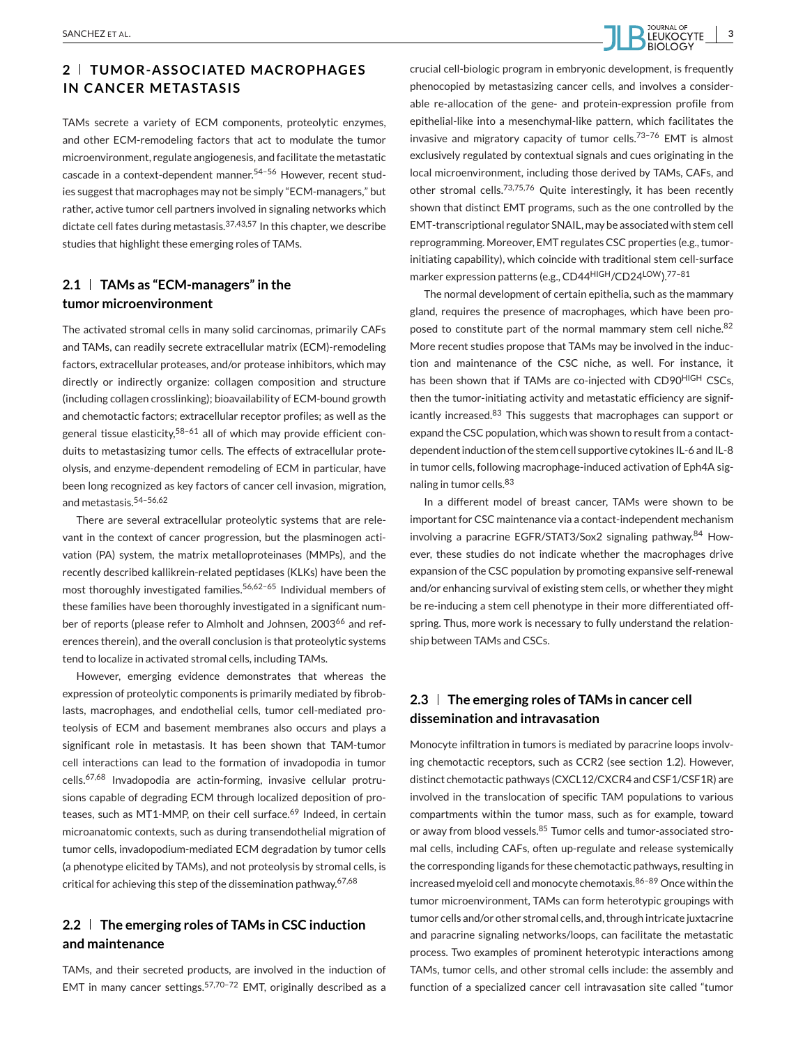## 2 | TUMOR-ASSOCIATED MACROPHAGES IN CANCER METASTASIS

TAMs secrete a variety of ECM components, proteolytic enzymes, and other ECM-remodeling factors that act to modulate the tumor microenvironment, regulate angiogenesis, and facilitate the metastatic cascade in a context-dependent manner.[54–56] However, recent studies suggest that macrophages may not be simply "ECM-managers," but rather, active tumor cell partners involved in signaling networks which dictate cell fates during metastasis.[37,43,57] In this chapter, we describe studies that highlight these emerging roles of TAMs.

### 2.1 | TAMs as "ECM-managers" in the tumor microenvironment

The activated stromal cells in many solid carcinomas, primarily CAFs and TAMs, can readily secrete extracellular matrix (ECM)-remodeling factors, extracellular proteases, and/or protease inhibitors, which may directly or indirectly organize: collagen composition and structure (including collagen crosslinking); bioavailability of ECM-bound growth and chemotactic factors; extracellular receptor profiles; as well as the general tissue elasticity,[58–61] all of which may provide efficient conduits to metastasizing tumor cells. The effects of extracellular proteolysis, and enzyme-dependent remodeling of ECM in particular, have been long recognized as key factors of cancer cell invasion, migration, and metastasis.[54–56,62]

There are several extracellular proteolytic systems that are relevant in the context of cancer progression, but the plasminogen activation (PA) system, the matrix metalloproteinases (MMPs), and the recently described kallikrein-related peptidases (KLKs) have been the most thoroughly investigated families.[56,62–65] Individual members of these families have been thoroughly investigated in a significant number of reports (please refer to Almholt and Johnsen, 2003[66] and references therein), and the overall conclusion is that proteolytic systems tend to localize in activated stromal cells, including TAMs.

However, emerging evidence demonstrates that whereas the expression of proteolytic components is primarily mediated by fibroblasts, macrophages, and endothelial cells, tumor cell-mediated proteolysis of ECM and basement membranes also occurs and plays a significant role in metastasis. It has been shown that TAM-tumor cell interactions can lead to the formation of invadopodia in tumor cells.[67,68] Invadopodia are actin-forming, invasive cellular protrusions capable of degrading ECM through localized deposition of proteases, such as MT1-MMP, on their cell surface.[69] Indeed, in certain microanatomic contexts, such as during transendothelial migration of tumor cells, invadopodium-mediated ECM degradation by tumor cells (a phenotype elicited by TAMs), and not proteolysis by stromal cells, is critical for achieving this step of the dissemination pathway.[67,68]

### 2.2 | The emerging roles of TAMs in CSC induction and maintenance

TAMs, and their secreted products, are involved in the induction of EMT in many cancer settings.[57,70–72] EMT, originally described as a crucial cell-biologic program in embryonic development, is frequently phenocopied by metastasizing cancer cells, and involves a considerable re-allocation of the gene- and protein-expression profile from epithelial-like into a mesenchymal-like pattern, which facilitates the invasive and migratory capacity of tumor cells.[73–76] EMT is almost exclusively regulated by contextual signals and cues originating in the local microenvironment, including those derived by TAMs, CAFs, and other stromal cells.[73,75,76] Quite interestingly, it has been recently shown that distinct EMT programs, such as the one controlled by the EMT-transcriptional regulator SNAIL, may be associated with stem cell reprogramming. Moreover, EMT regulates CSC properties (e.g., tumor-initiating capability), which coincide with traditional stem cell-surface marker expression patterns (e.g., CD44$^{HIGH}$/CD24$^{LOW}$).[77–81]

The normal development of certain epithelia, such as the mammary gland, requires the presence of macrophages, which have been proposed to constitute part of the normal mammary stem cell niche.[82] More recent studies propose that TAMs may be involved in the induction and maintenance of the CSC niche, as well. For instance, it has been shown that if TAMs are co-injected with CD90$^{HIGH}$ CSCs, then the tumor-initiating activity and metastatic efficiency are significantly increased.[83] This suggests that macrophages can support or expand the CSC population, which was shown to result from a contact-dependent induction of the stem cell supportive cytokines IL-6 and IL-8 in tumor cells, following macrophage-induced activation of Eph4A signaling in tumor cells.[83]

In a different model of breast cancer, TAMs were shown to be important for CSC maintenance via a contact-independent mechanism involving a paracrine EGFR/STAT3/Sox2 signaling pathway.[84] However, these studies do not indicate whether the macrophages drive expansion of the CSC population by promoting expansive self-renewal and/or enhancing survival of existing stem cells, or whether they might be re-inducing a stem cell phenotype in their more differentiated offspring. Thus, more work is necessary to fully understand the relationship between TAMs and CSCs.

### 2.3 | The emerging roles of TAMs in cancer cell dissemination and intravasation

Monocyte infiltration in tumors is mediated by paracrine loops involving chemotactic receptors, such as CCR2 (see section 1.2). However, distinct chemotactic pathways (CXCL12/CXCR4 and CSF1/CSF1R) are involved in the translocation of specific TAM populations to various compartments within the tumor mass, such as for example, toward or away from blood vessels.[85] Tumor cells and tumor-associated stromal cells, including CAFs, often up-regulate and release systemically the corresponding ligands for these chemotactic pathways, resulting in increased myeloid cell and monocyte chemotaxis.[86–89] Once within the tumor microenvironment, TAMs can form heterotypic groupings with tumor cells and/or other stromal cells, and, through intricate juxtacrine and paracrine signaling networks/loops, can facilitate the metastatic process. Two examples of prominent heterotypic interactions among TAMs, tumor cells, and other stromal cells include: the assembly and function of a specialized cancer cell intravasation site called "tumor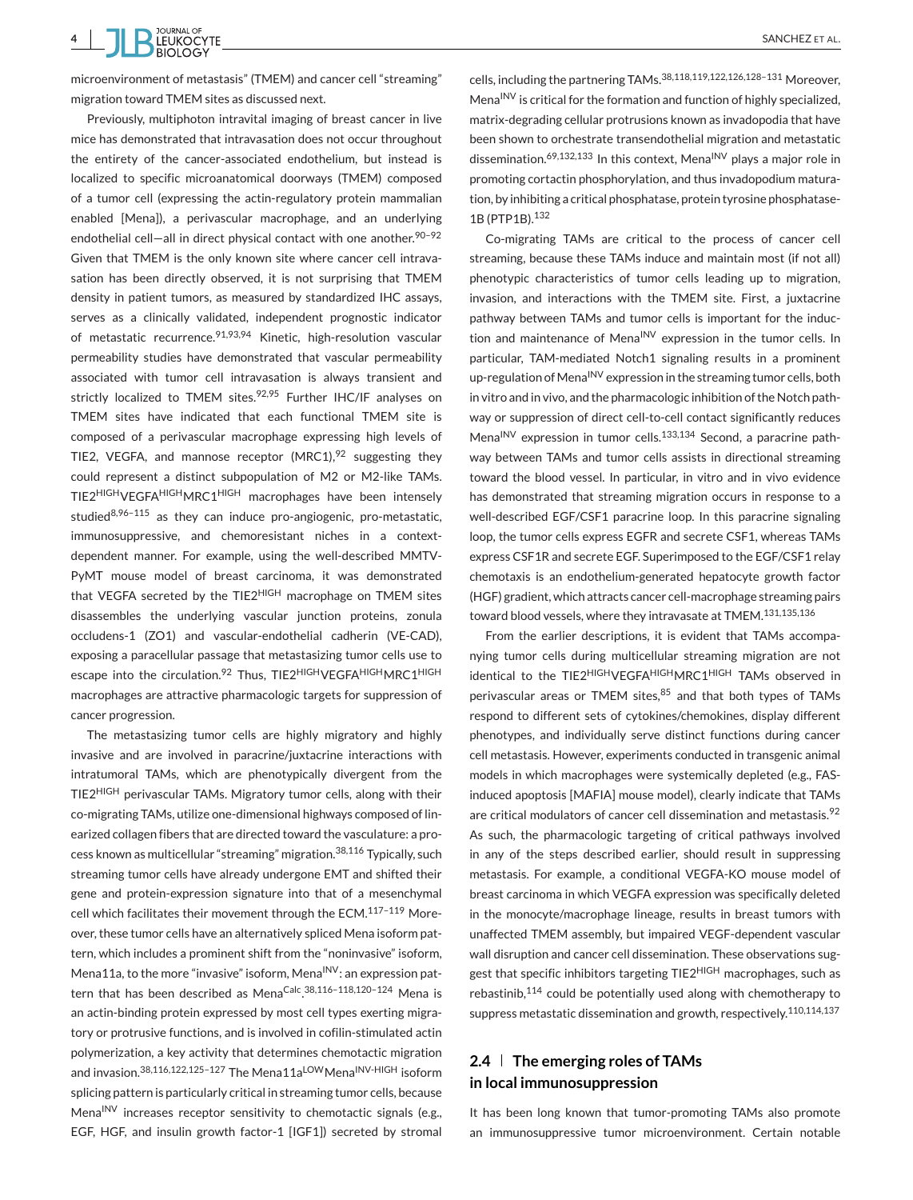microenvironment of metastasis" (TMEM) and cancer cell "streaming" migration toward TMEM sites as discussed next.

Previously, multiphoton intravital imaging of breast cancer in live mice has demonstrated that intravasation does not occur throughout the entirety of the cancer-associated endothelium, but instead is localized to specific microanatomical doorways (TMEM) composed of a tumor cell (expressing the actin-regulatory protein mammalian enabled [Mena]), a perivascular macrophage, and an underlying endothelial cell—all in direct physical contact with one another.[90–92] Given that TMEM is the only known site where cancer cell intravasation has been directly observed, it is not surprising that TMEM density in patient tumors, as measured by standardized IHC assays, serves as a clinically validated, independent prognostic indicator of metastatic recurrence.[91,93,94] Kinetic, high-resolution vascular permeability studies have demonstrated that vascular permeability associated with tumor cell intravasation is always transient and strictly localized to TMEM sites.[92,95] Further IHC/IF analyses on TMEM sites have indicated that each functional TMEM site is composed of a perivascular macrophage expressing high levels of TIE2, VEGFA, and mannose receptor (MRC1),[92] suggesting they could represent a distinct subpopulation of M2 or M2-like TAMs. $TIE2^{HIGH}VEGFA^{HIGH}MRC1^{HIGH}$ macrophages have been intensely studied[8,96–115] as they can induce pro-angiogenic, pro-metastatic, immunosuppressive, and chemoresistant niches in a context-dependent manner. For example, using the well-described MMTV-PyMT mouse model of breast carcinoma, it was demonstrated that VEGFA secreted by the $TIE2^{HIGH}$ macrophage on TMEM sites disassembles the underlying vascular junction proteins, zonula occludens-1 (ZO1) and vascular-endothelial cadherin (VE-CAD), exposing a paracellular passage that metastasizing tumor cells use to escape into the circulation.[92] Thus, $TIE2^{HIGH}VEGFA^{HIGH}MRC1^{HIGH}$ macrophages are attractive pharmacologic targets for suppression of cancer progression.

The metastasizing tumor cells are highly migratory and highly invasive and are involved in paracrine/juxtacrine interactions with intratumoral TAMs, which are phenotypically divergent from the $TIE2^{HIGH}$ perivascular TAMs. Migratory tumor cells, along with their co-migrating TAMs, utilize one-dimensional highways composed of linearized collagen fibers that are directed toward the vasculature: a process known as multicellular "streaming" migration.[38,116] Typically, such streaming tumor cells have already undergone EMT and shifted their gene and protein-expression signature into that of a mesenchymal cell which facilitates their movement through the ECM.[117–119] Moreover, these tumor cells have an alternatively spliced Mena isoform pattern, which includes a prominent shift from the "noninvasive" isoform, Mena11a, to the more "invasive" isoform, $Mena^{INV}$: an expression pattern that has been described as $Mena^{Calc}$.[38,116–118,120–124] Mena is an actin-binding protein expressed by most cell types exerting migratory or protrusive functions, and is involved in cofilin-stimulated actin polymerization, a key activity that determines chemotactic migration and invasion.[38,116,122,125–127] The $Mena11a^{LOW}Mena^{INV\text{-}HIGH}$ isoform splicing pattern is particularly critical in streaming tumor cells, because $Mena^{INV}$ increases receptor sensitivity to chemotactic signals (e.g., EGF, HGF, and insulin growth factor-1 [IGF1]) secreted by stromal cells, including the partnering TAMs.[38,118,119,122,126,128–131] Moreover, $Mena^{INV}$ is critical for the formation and function of highly specialized, matrix-degrading cellular protrusions known as invadopodia that have been shown to orchestrate transendothelial migration and metastatic dissemination.[69,132,133] In this context, $Mena^{INV}$ plays a major role in promoting cortactin phosphorylation, and thus invadopodium maturation, by inhibiting a critical phosphatase, protein tyrosine phosphatase-1B (PTP1B).[132]

Co-migrating TAMs are critical to the process of cancer cell streaming, because these TAMs induce and maintain most (if not all) phenotypic characteristics of tumor cells leading up to migration, invasion, and interactions with the TMEM site. First, a juxtacrine pathway between TAMs and tumor cells is important for the induction and maintenance of $Mena^{INV}$ expression in the tumor cells. In particular, TAM-mediated Notch1 signaling results in a prominent up-regulation of $Mena^{INV}$ expression in the streaming tumor cells, both in vitro and in vivo, and the pharmacologic inhibition of the Notch pathway or suppression of direct cell-to-cell contact significantly reduces $Mena^{INV}$ expression in tumor cells.[133,134] Second, a paracrine pathway between TAMs and tumor cells assists in directional streaming toward the blood vessel. In particular, in vitro and in vivo evidence has demonstrated that streaming migration occurs in response to a well-described EGF/CSF1 paracrine loop. In this paracrine signaling loop, the tumor cells express EGFR and secrete CSF1, whereas TAMs express CSF1R and secrete EGF. Superimposed to the EGF/CSF1 relay chemotaxis is an endothelium-generated hepatocyte growth factor (HGF) gradient, which attracts cancer cell-macrophage streaming pairs toward blood vessels, where they intravasate at TMEM.[131,135,136]

From the earlier descriptions, it is evident that TAMs accompanying tumor cells during multicellular streaming migration are not identical to the $TIE2^{HIGH}VEGFA^{HIGH}MRC1^{HIGH}$ TAMs observed in perivascular areas or TMEM sites,[85] and that both types of TAMs respond to different sets of cytokines/chemokines, display different phenotypes, and individually serve distinct functions during cancer cell metastasis. However, experiments conducted in transgenic animal models in which macrophages were systemically depleted (e.g., FAS-induced apoptosis [MAFIA] mouse model), clearly indicate that TAMs are critical modulators of cancer cell dissemination and metastasis.[92] As such, the pharmacologic targeting of critical pathways involved in any of the steps described earlier, should result in suppressing metastasis. For example, a conditional VEGFA-KO mouse model of breast carcinoma in which VEGFA expression was specifically deleted in the monocyte/macrophage lineage, results in breast tumors with unaffected TMEM assembly, but impaired VEGF-dependent vascular wall disruption and cancer cell dissemination. These observations suggest that specific inhibitors targeting $TIE2^{HIGH}$ macrophages, such as rebastinib,[114] could be potentially used along with chemotherapy to suppress metastatic dissemination and growth, respectively.[110,114,137]

## 2.4 | The emerging roles of TAMs in local immunosuppression

It has been long known that tumor-promoting TAMs also promote an immunosuppressive tumor microenvironment. Certain notable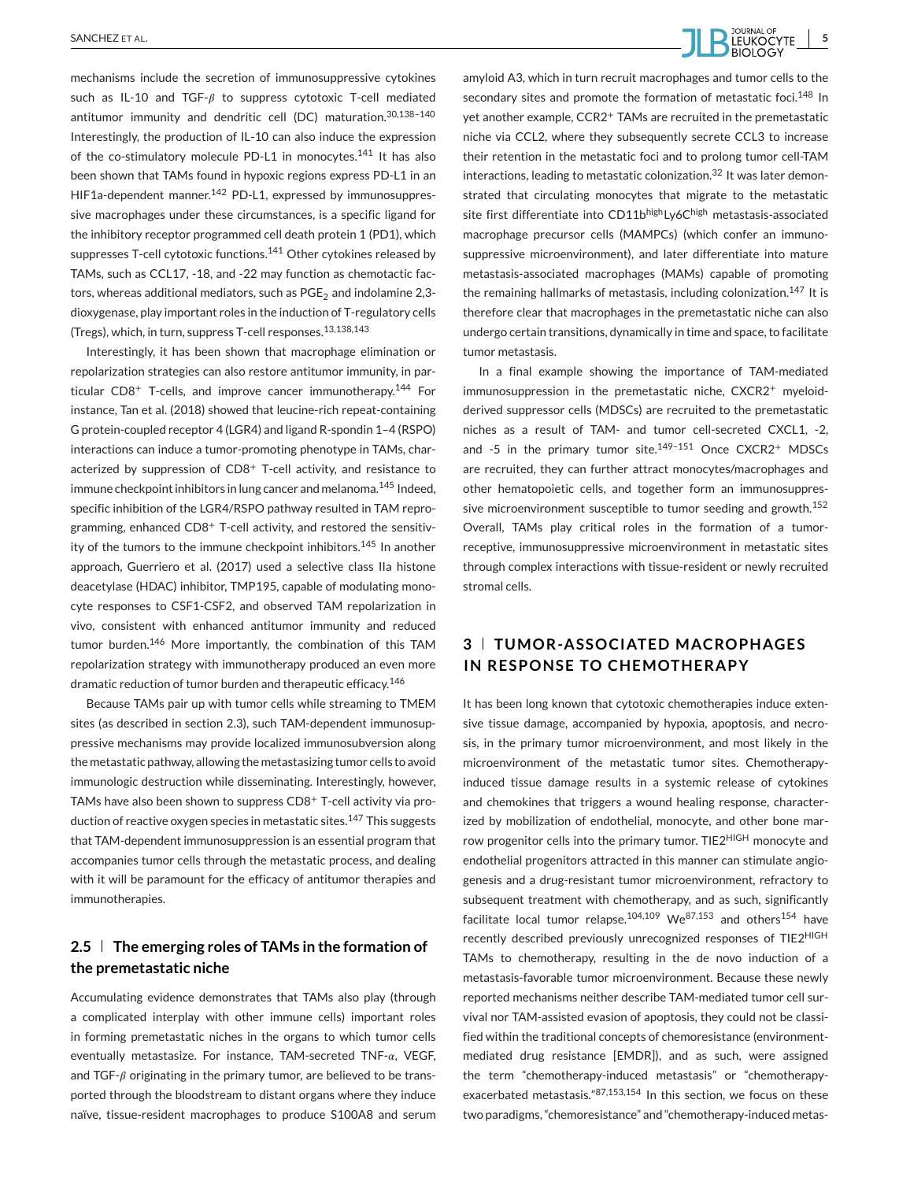mechanisms include the secretion of immunosuppressive cytokines such as IL-10 and TGF-$\beta$ to suppress cytotoxic T-cell mediated antitumor immunity and dendritic cell (DC) maturation.[30,138–140] Interestingly, the production of IL-10 can also induce the expression of the co-stimulatory molecule PD-L1 in monocytes.[141] It has also been shown that TAMs found in hypoxic regions express PD-L1 in an HIF1a-dependent manner.[142] PD-L1, expressed by immunosuppressive macrophages under these circumstances, is a specific ligand for the inhibitory receptor programmed cell death protein 1 (PD1), which suppresses T-cell cytotoxic functions.[141] Other cytokines released by TAMs, such as CCL17, -18, and -22 may function as chemotactic factors, whereas additional mediators, such as $PGE_2$ and indolamine 2,3-dioxygenase, play important roles in the induction of T-regulatory cells (Tregs), which, in turn, suppress T-cell responses.[13,138,143]

Interestingly, it has been shown that macrophage elimination or repolarization strategies can also restore antitumor immunity, in particular $CD8^+$ T-cells, and improve cancer immunotherapy.[144] For instance, Tan et al. (2018) showed that leucine-rich repeat-containing G protein-coupled receptor 4 (LGR4) and ligand R-spondin 1–4 (RSPO) interactions can induce a tumor-promoting phenotype in TAMs, characterized by suppression of $CD8^+$ T-cell activity, and resistance to immune checkpoint inhibitors in lung cancer and melanoma.[145] Indeed, specific inhibition of the LGR4/RSPO pathway resulted in TAM reprogramming, enhanced $CD8^+$ T-cell activity, and restored the sensitivity of the tumors to the immune checkpoint inhibitors.[145] In another approach, Guerriero et al. (2017) used a selective class IIa histone deacetylase (HDAC) inhibitor, TMP195, capable of modulating monocyte responses to CSF1-CSF2, and observed TAM repolarization in vivo, consistent with enhanced antitumor immunity and reduced tumor burden.[146] More importantly, the combination of this TAM repolarization strategy with immunotherapy produced an even more dramatic reduction of tumor burden and therapeutic efficacy.[146]

Because TAMs pair up with tumor cells while streaming to TMEM sites (as described in section 2.3), such TAM-dependent immunosuppressive mechanisms may provide localized immunosubversion along the metastatic pathway, allowing the metastasizing tumor cells to avoid immunologic destruction while disseminating. Interestingly, however, TAMs have also been shown to suppress $CD8^+$ T-cell activity via production of reactive oxygen species in metastatic sites.[147] This suggests that TAM-dependent immunosuppression is an essential program that accompanies tumor cells through the metastatic process, and dealing with it will be paramount for the efficacy of antitumor therapies and immunotherapies.

### 2.5 | The emerging roles of TAMs in the formation of the premetastatic niche

Accumulating evidence demonstrates that TAMs also play (through a complicated interplay with other immune cells) important roles in forming premetastatic niches in the organs to which tumor cells eventually metastasize. For instance, TAM-secreted TNF-$\alpha$, VEGF, and TGF-$\beta$ originating in the primary tumor, are believed to be transported through the bloodstream to distant organs where they induce naïve, tissue-resident macrophages to produce S100A8 and serum amyloid A3, which in turn recruit macrophages and tumor cells to the secondary sites and promote the formation of metastatic foci.[148] In yet another example, $CCR2^+$ TAMs are recruited in the premetastatic niche via CCL2, where they subsequently secrete CCL3 to increase their retention in the metastatic foci and to prolong tumor cell-TAM interactions, leading to metastatic colonization.[32] It was later demonstrated that circulating monocytes that migrate to the metastatic site first differentiate into $CD11b^{high}Ly6C^{high}$ metastasis-associated macrophage precursor cells (MAMPCs) (which confer an immunosuppressive microenvironment), and later differentiate into mature metastasis-associated macrophages (MAMs) capable of promoting the remaining hallmarks of metastasis, including colonization.[147] It is therefore clear that macrophages in the premetastatic niche can also undergo certain transitions, dynamically in time and space, to facilitate tumor metastasis.

In a final example showing the importance of TAM-mediated immunosuppression in the premetastatic niche, $CXCR2^+$ myeloid-derived suppressor cells (MDSCs) are recruited to the premetastatic niches as a result of TAM- and tumor cell-secreted CXCL1, -2, and -5 in the primary tumor site.[149–151] Once $CXCR2^+$ MDSCs are recruited, they can further attract monocytes/macrophages and other hematopoietic cells, and together form an immunosuppressive microenvironment susceptible to tumor seeding and growth.[152] Overall, TAMs play critical roles in the formation of a tumor-receptive, immunosuppressive microenvironment in metastatic sites through complex interactions with tissue-resident or newly recruited stromal cells.

## 3 | TUMOR-ASSOCIATED MACROPHAGES IN RESPONSE TO CHEMOTHERAPY

It has been long known that cytotoxic chemotherapies induce extensive tissue damage, accompanied by hypoxia, apoptosis, and necrosis, in the primary tumor microenvironment, and most likely in the microenvironment of the metastatic tumor sites. Chemotherapy-induced tissue damage results in a systemic release of cytokines and chemokines that triggers a wound healing response, characterized by mobilization of endothelial, monocyte, and other bone marrow progenitor cells into the primary tumor. $TIE2^{HIGH}$ monocyte and endothelial progenitors attracted in this manner can stimulate angiogenesis and a drug-resistant tumor microenvironment, refractory to subsequent treatment with chemotherapy, and as such, significantly facilitate local tumor relapse.[104,109] We[87,153] and others[154] have recently described previously unrecognized responses of $TIE2^{HIGH}$ TAMs to chemotherapy, resulting in the de novo induction of a metastasis-favorable tumor microenvironment. Because these newly reported mechanisms neither describe TAM-mediated tumor cell survival nor TAM-assisted evasion of apoptosis, they could not be classified within the traditional concepts of chemoresistance (environment-mediated drug resistance [EMDR]), and as such, were assigned the term "chemotherapy-induced metastasis" or "chemotherapy-exacerbated metastasis."[87,153,154] In this section, we focus on these two paradigms, "chemoresistance" and "chemotherapy-induced metas-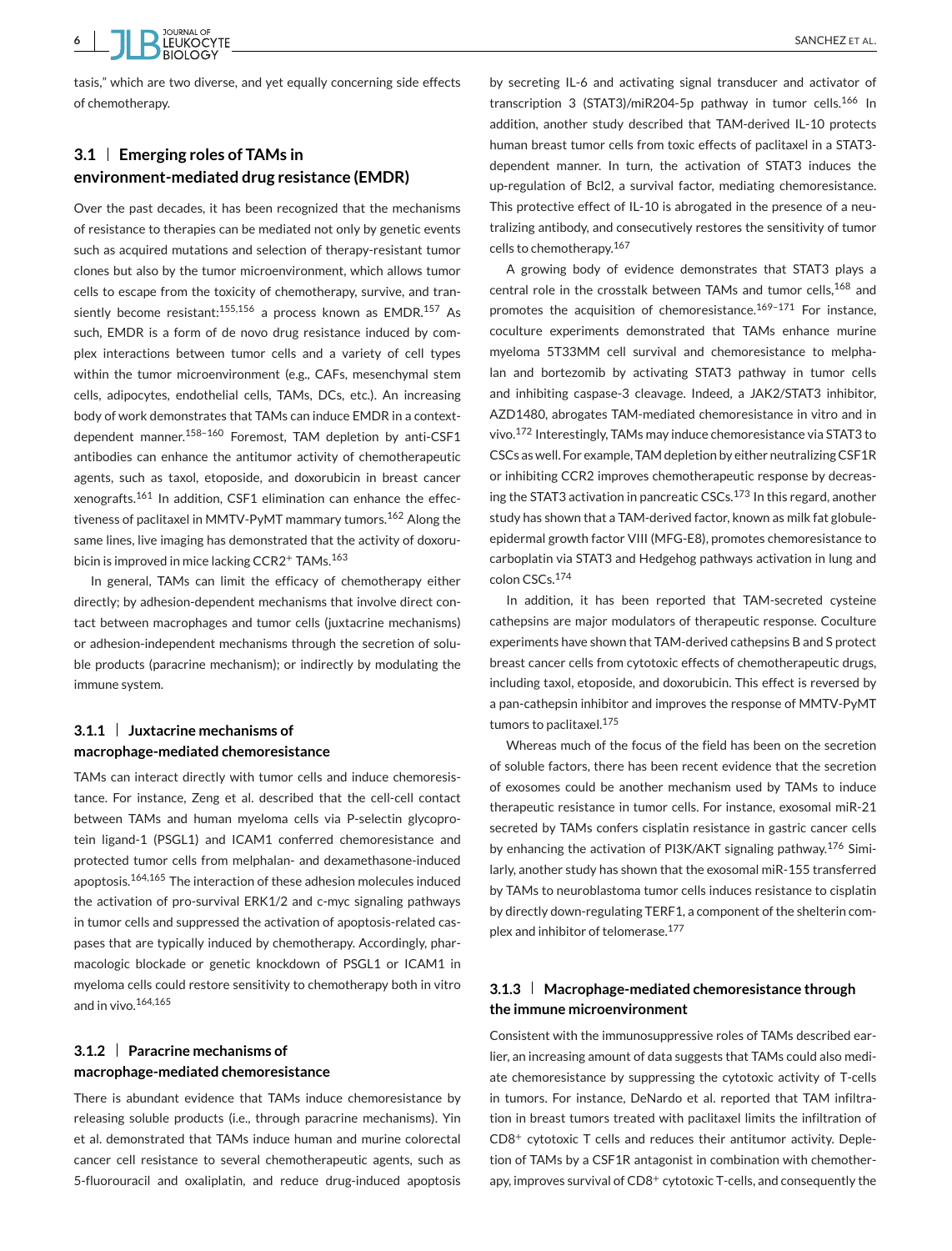tasis," which are two diverse, and yet equally concerning side effects of chemotherapy.

### 3.1 | Emerging roles of TAMs in environment-mediated drug resistance (EMDR)

Over the past decades, it has been recognized that the mechanisms of resistance to therapies can be mediated not only by genetic events such as acquired mutations and selection of therapy-resistant tumor clones but also by the tumor microenvironment, which allows tumor cells to escape from the toxicity of chemotherapy, survive, and transiently become resistant:[155,156] a process known as EMDR.[157] As such, EMDR is a form of de novo drug resistance induced by complex interactions between tumor cells and a variety of cell types within the tumor microenvironment (e.g., CAFs, mesenchymal stem cells, adipocytes, endothelial cells, TAMs, DCs, etc.). An increasing body of work demonstrates that TAMs can induce EMDR in a context-dependent manner.[158–160] Foremost, TAM depletion by anti-CSF1 antibodies can enhance the antitumor activity of chemotherapeutic agents, such as taxol, etoposide, and doxorubicin in breast cancer xenografts.[161] In addition, CSF1 elimination can enhance the effectiveness of paclitaxel in MMTV-PyMT mammary tumors.[162] Along the same lines, live imaging has demonstrated that the activity of doxorubicin is improved in mice lacking CCR2$^+$ TAMs.[163]

In general, TAMs can limit the efficacy of chemotherapy either directly; by adhesion-dependent mechanisms that involve direct contact between macrophages and tumor cells (juxtacrine mechanisms) or adhesion-independent mechanisms through the secretion of soluble products (paracrine mechanism); or indirectly by modulating the immune system.

#### 3.1.1 | Juxtacrine mechanisms of macrophage-mediated chemoresistance

TAMs can interact directly with tumor cells and induce chemoresistance. For instance, Zeng et al. described that the cell-cell contact between TAMs and human myeloma cells via P-selectin glycoprotein ligand-1 (PSGL1) and ICAM1 conferred chemoresistance and protected tumor cells from melphalan- and dexamethasone-induced apoptosis.[164,165] The interaction of these adhesion molecules induced the activation of pro-survival ERK1/2 and c-myc signaling pathways in tumor cells and suppressed the activation of apoptosis-related caspases that are typically induced by chemotherapy. Accordingly, pharmacologic blockade or genetic knockdown of PSGL1 or ICAM1 in myeloma cells could restore sensitivity to chemotherapy both in vitro and in vivo.[164,165]

#### 3.1.2 | Paracrine mechanisms of macrophage-mediated chemoresistance

There is abundant evidence that TAMs induce chemoresistance by releasing soluble products (i.e., through paracrine mechanisms). Yin et al. demonstrated that TAMs induce human and murine colorectal cancer cell resistance to several chemotherapeutic agents, such as 5-fluorouracil and oxaliplatin, and reduce drug-induced apoptosis by secreting IL-6 and activating signal transducer and activator of transcription 3 (STAT3)/miR204-5p pathway in tumor cells.[166] In addition, another study described that TAM-derived IL-10 protects human breast tumor cells from toxic effects of paclitaxel in a STAT3-dependent manner. In turn, the activation of STAT3 induces the up-regulation of Bcl2, a survival factor, mediating chemoresistance. This protective effect of IL-10 is abrogated in the presence of a neutralizing antibody, and consecutively restores the sensitivity of tumor cells to chemotherapy.[167]

A growing body of evidence demonstrates that STAT3 plays a central role in the crosstalk between TAMs and tumor cells,[168] and promotes the acquisition of chemoresistance.[169–171] For instance, coculture experiments demonstrated that TAMs enhance murine myeloma 5T33MM cell survival and chemoresistance to melphalan and bortezomib by activating STAT3 pathway in tumor cells and inhibiting caspase-3 cleavage. Indeed, a JAK2/STAT3 inhibitor, AZD1480, abrogates TAM-mediated chemoresistance in vitro and in vivo.[172] Interestingly, TAMs may induce chemoresistance via STAT3 to CSCs as well. For example, TAM depletion by either neutralizing CSF1R or inhibiting CCR2 improves chemotherapeutic response by decreasing the STAT3 activation in pancreatic CSCs.[173] In this regard, another study has shown that a TAM-derived factor, known as milk fat globule-epidermal growth factor VIII (MFG-E8), promotes chemoresistance to carboplatin via STAT3 and Hedgehog pathways activation in lung and colon CSCs.[174]

In addition, it has been reported that TAM-secreted cysteine cathepsins are major modulators of therapeutic response. Coculture experiments have shown that TAM-derived cathepsins B and S protect breast cancer cells from cytotoxic effects of chemotherapeutic drugs, including taxol, etoposide, and doxorubicin. This effect is reversed by a pan-cathepsin inhibitor and improves the response of MMTV-PyMT tumors to paclitaxel.[175]

Whereas much of the focus of the field has been on the secretion of soluble factors, there has been recent evidence that the secretion of exosomes could be another mechanism used by TAMs to induce therapeutic resistance in tumor cells. For instance, exosomal miR-21 secreted by TAMs confers cisplatin resistance in gastric cancer cells by enhancing the activation of PI3K/AKT signaling pathway.[176] Similarly, another study has shown that the exosomal miR-155 transferred by TAMs to neuroblastoma tumor cells induces resistance to cisplatin by directly down-regulating TERF1, a component of the shelterin complex and inhibitor of telomerase.[177]

#### 3.1.3 | Macrophage-mediated chemoresistance through the immune microenvironment

Consistent with the immunosuppressive roles of TAMs described earlier, an increasing amount of data suggests that TAMs could also mediate chemoresistance by suppressing the cytotoxic activity of T-cells in tumors. For instance, DeNardo et al. reported that TAM infiltration in breast tumors treated with paclitaxel limits the infiltration of CD8$^+$ cytotoxic T cells and reduces their antitumor activity. Depletion of TAMs by a CSF1R antagonist in combination with chemotherapy, improves survival of CD8$^+$ cytotoxic T-cells, and consequently the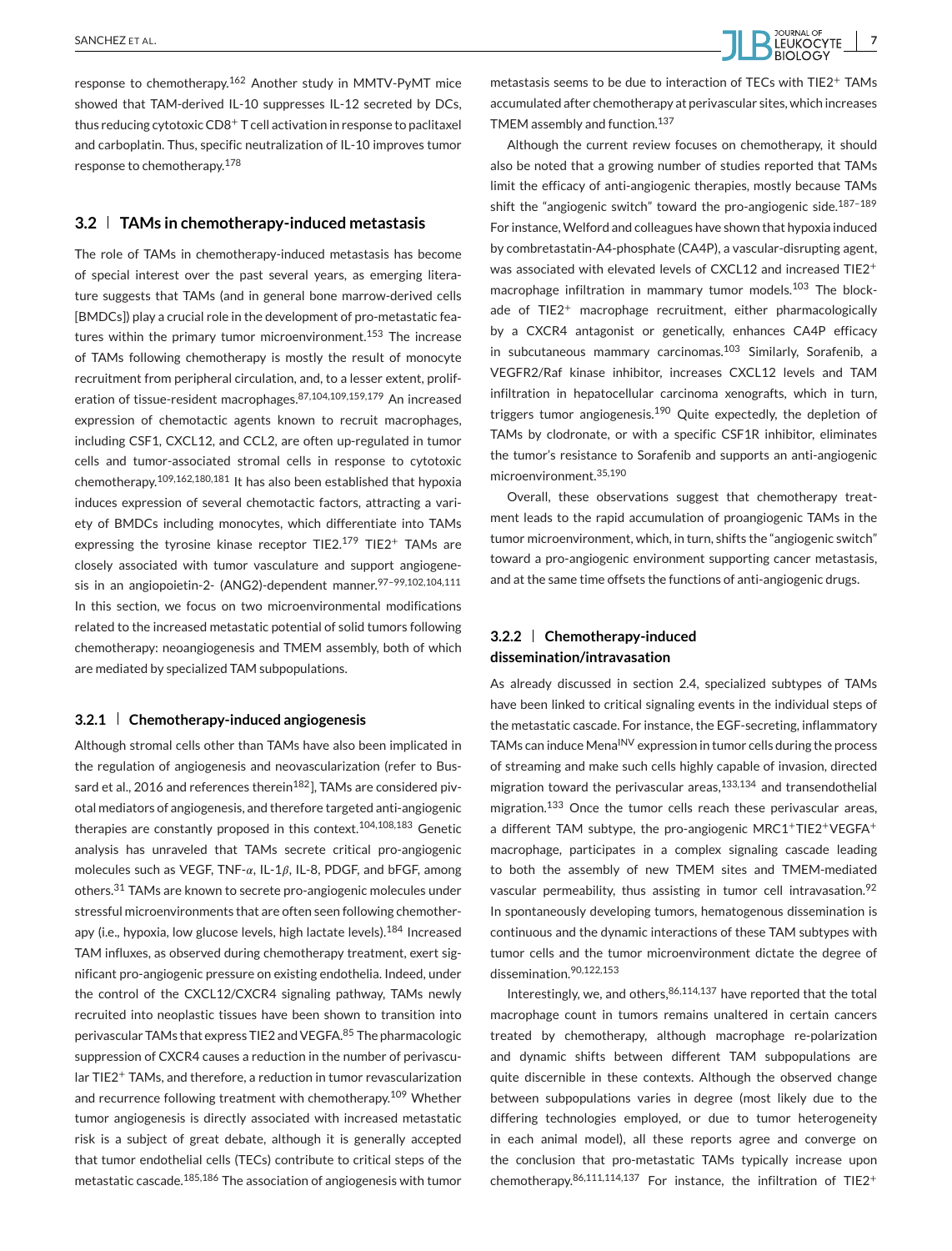response to chemotherapy.[162] Another study in MMTV-PyMT mice showed that TAM-derived IL-10 suppresses IL-12 secreted by DCs, thus reducing cytotoxic CD8$^{+}$ T cell activation in response to paclitaxel and carboplatin. Thus, specific neutralization of IL-10 improves tumor response to chemotherapy.[178]

## 3.2 | TAMs in chemotherapy-induced metastasis

The role of TAMs in chemotherapy-induced metastasis has become of special interest over the past several years, as emerging literature suggests that TAMs (and in general bone marrow-derived cells [BMDCs]) play a crucial role in the development of pro-metastatic features within the primary tumor microenvironment.[153] The increase of TAMs following chemotherapy is mostly the result of monocyte recruitment from peripheral circulation, and, to a lesser extent, proliferation of tissue-resident macrophages.[87,104,109,159,179] An increased expression of chemotactic agents known to recruit macrophages, including CSF1, CXCL12, and CCL2, are often up-regulated in tumor cells and tumor-associated stromal cells in response to cytotoxic chemotherapy.[109,162,180,181] It has also been established that hypoxia induces expression of several chemotactic factors, attracting a variety of BMDCs including monocytes, which differentiate into TAMs expressing the tyrosine kinase receptor TIE2.[179] TIE2$^{+}$ TAMs are closely associated with tumor vasculature and support angiogenesis in an angiopoietin-2- (ANG2)-dependent manner.[97–99,102,104,111] In this section, we focus on two microenvironmental modifications related to the increased metastatic potential of solid tumors following chemotherapy: neoangiogenesis and TMEM assembly, both of which are mediated by specialized TAM subpopulations.

### 3.2.1 | Chemotherapy-induced angiogenesis

Although stromal cells other than TAMs have also been implicated in the regulation of angiogenesis and neovascularization (refer to Bussard et al., 2016 and references therein[182]), TAMs are considered pivotal mediators of angiogenesis, and therefore targeted anti-angiogenic therapies are constantly proposed in this context.[104,108,183] Genetic analysis has unraveled that TAMs secrete critical pro-angiogenic molecules such as VEGF, TNF-$\alpha$, IL-1$\beta$, IL-8, PDGF, and bFGF, among others.[31] TAMs are known to secrete pro-angiogenic molecules under stressful microenvironments that are often seen following chemotherapy (i.e., hypoxia, low glucose levels, high lactate levels).[184] Increased TAM influxes, as observed during chemotherapy treatment, exert significant pro-angiogenic pressure on existing endothelia. Indeed, under the control of the CXCL12/CXCR4 signaling pathway, TAMs newly recruited into neoplastic tissues have been shown to transition into perivascular TAMs that express TIE2 and VEGFA.[85] The pharmacologic suppression of CXCR4 causes a reduction in the number of perivascular TIE2$^{+}$ TAMs, and therefore, a reduction in tumor revascularization and recurrence following treatment with chemotherapy.[109] Whether tumor angiogenesis is directly associated with increased metastatic risk is a subject of great debate, although it is generally accepted that tumor endothelial cells (TECs) contribute to critical steps of the metastatic cascade.[185,186] The association of angiogenesis with tumor metastasis seems to be due to interaction of TECs with TIE2$^{+}$ TAMs accumulated after chemotherapy at perivascular sites, which increases TMEM assembly and function.[137]

Although the current review focuses on chemotherapy, it should also be noted that a growing number of studies reported that TAMs limit the efficacy of anti-angiogenic therapies, mostly because TAMs shift the "angiogenic switch" toward the pro-angiogenic side.[187–189] For instance, Welford and colleagues have shown that hypoxia induced by combretastatin-A4-phosphate (CA4P), a vascular-disrupting agent, was associated with elevated levels of CXCL12 and increased TIE2$^{+}$ macrophage infiltration in mammary tumor models.[103] The blockade of TIE2$^{+}$ macrophage recruitment, either pharmacologically by a CXCR4 antagonist or genetically, enhances CA4P efficacy in subcutaneous mammary carcinomas.[103] Similarly, Sorafenib, a VEGFR2/Raf kinase inhibitor, increases CXCL12 levels and TAM infiltration in hepatocellular carcinoma xenografts, which in turn, triggers tumor angiogenesis.[190] Quite expectedly, the depletion of TAMs by clodronate, or with a specific CSF1R inhibitor, eliminates the tumor's resistance to Sorafenib and supports an anti-angiogenic microenvironment.[35,190]

Overall, these observations suggest that chemotherapy treatment leads to the rapid accumulation of proangiogenic TAMs in the tumor microenvironment, which, in turn, shifts the "angiogenic switch" toward a pro-angiogenic environment supporting cancer metastasis, and at the same time offsets the functions of anti-angiogenic drugs.

### 3.2.2 | Chemotherapy-induced dissemination/intravasation

As already discussed in section 2.4, specialized subtypes of TAMs have been linked to critical signaling events in the individual steps of the metastatic cascade. For instance, the EGF-secreting, inflammatory TAMs can induce Mena$^{INV}$ expression in tumor cells during the process of streaming and make such cells highly capable of invasion, directed migration toward the perivascular areas,[133,134] and transendothelial migration.[133] Once the tumor cells reach these perivascular areas, a different TAM subtype, the pro-angiogenic MRC1$^{+}$TIE2$^{+}$VEGFA$^{+}$ macrophage, participates in a complex signaling cascade leading to both the assembly of new TMEM sites and TMEM-mediated vascular permeability, thus assisting in tumor cell intravasation.[92] In spontaneously developing tumors, hematogenous dissemination is continuous and the dynamic interactions of these TAM subtypes with tumor cells and the tumor microenvironment dictate the degree of dissemination.[90,122,153]

Interestingly, we, and others,[86,114,137] have reported that the total macrophage count in tumors remains unaltered in certain cancers treated by chemotherapy, although macrophage re-polarization and dynamic shifts between different TAM subpopulations are quite discernible in these contexts. Although the observed change between subpopulations varies in degree (most likely due to the differing technologies employed, or due to tumor heterogeneity in each animal model), all these reports agree and converge on the conclusion that pro-metastatic TAMs typically increase upon chemotherapy.[86,111,114,137] For instance, the infiltration of TIE2$^{+}$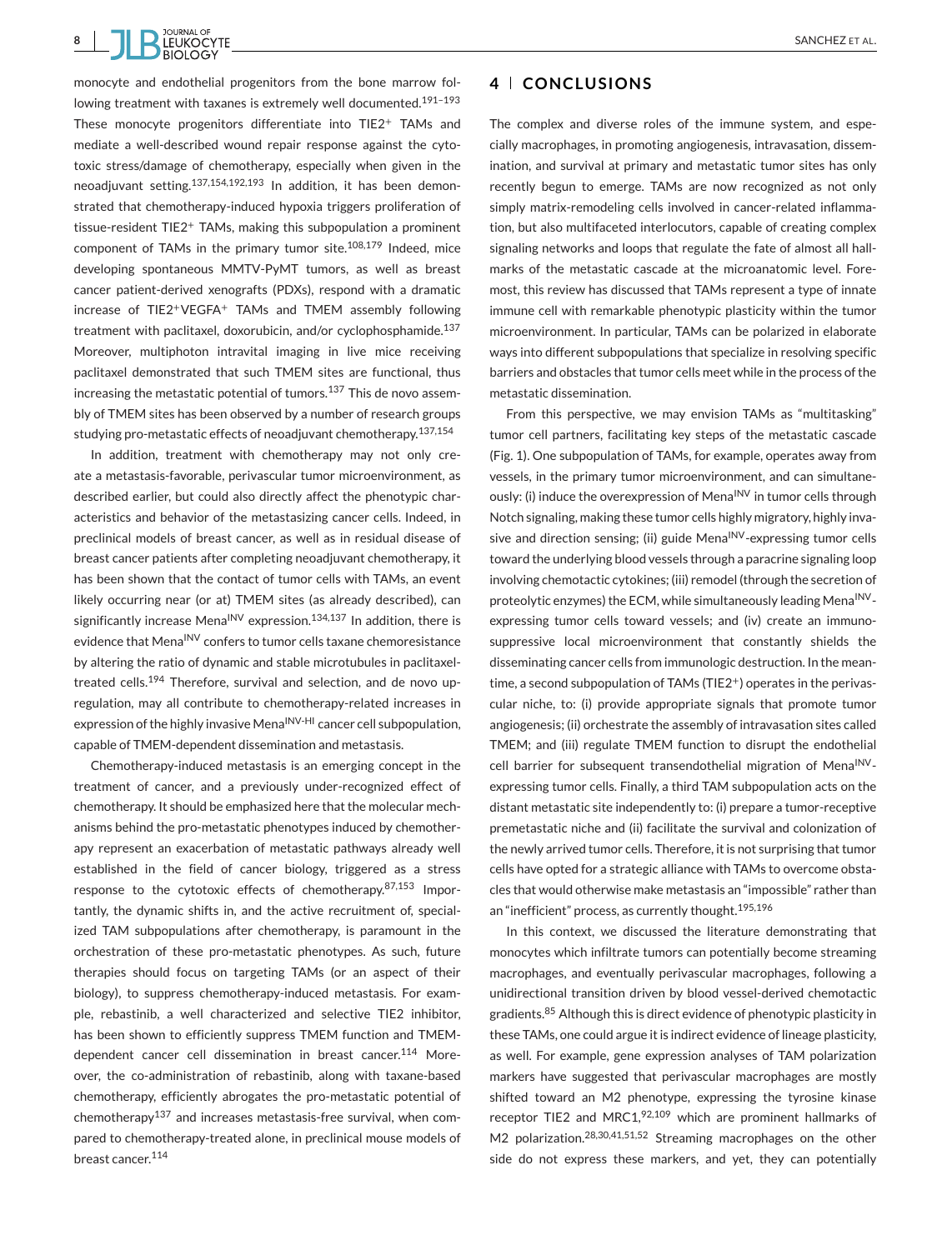monocyte and endothelial progenitors from the bone marrow following treatment with taxanes is extremely well documented.[191–193] These monocyte progenitors differentiate into TIE2+ TAMs and mediate a well-described wound repair response against the cytotoxic stress/damage of chemotherapy, especially when given in the neoadjuvant setting.[137,154,192,193] In addition, it has been demonstrated that chemotherapy-induced hypoxia triggers proliferation of tissue-resident TIE2+ TAMs, making this subpopulation a prominent component of TAMs in the primary tumor site.[108,179] Indeed, mice developing spontaneous MMTV-PyMT tumors, as well as breast cancer patient-derived xenografts (PDXs), respond with a dramatic increase of TIE2+VEGFA+ TAMs and TMEM assembly following treatment with paclitaxel, doxorubicin, and/or cyclophosphamide.[137] Moreover, multiphoton intravital imaging in live mice receiving paclitaxel demonstrated that such TMEM sites are functional, thus increasing the metastatic potential of tumors.[137] This de novo assembly of TMEM sites has been observed by a number of research groups studying pro-metastatic effects of neoadjuvant chemotherapy.[137,154]

In addition, treatment with chemotherapy may not only create a metastasis-favorable, perivascular tumor microenvironment, as described earlier, but could also directly affect the phenotypic characteristics and behavior of the metastasizing cancer cells. Indeed, in preclinical models of breast cancer, as well as in residual disease of breast cancer patients after completing neoadjuvant chemotherapy, it has been shown that the contact of tumor cells with TAMs, an event likely occurring near (or at) TMEM sites (as already described), can significantly increase Mena$^{INV}$ expression.[134,137] In addition, there is evidence that Mena$^{INV}$ confers to tumor cells taxane chemoresistance by altering the ratio of dynamic and stable microtubules in paclitaxel-treated cells.[194] Therefore, survival and selection, and de novo upregulation, may all contribute to chemotherapy-related increases in expression of the highly invasive Mena$^{INV\text{-}HI}$ cancer cell subpopulation, capable of TMEM-dependent dissemination and metastasis.

Chemotherapy-induced metastasis is an emerging concept in the treatment of cancer, and a previously under-recognized effect of chemotherapy. It should be emphasized here that the molecular mechanisms behind the pro-metastatic phenotypes induced by chemotherapy represent an exacerbation of metastatic pathways already well established in the field of cancer biology, triggered as a stress response to the cytotoxic effects of chemotherapy.[87,153] Importantly, the dynamic shifts in, and the active recruitment of, specialized TAM subpopulations after chemotherapy, is paramount in the orchestration of these pro-metastatic phenotypes. As such, future therapies should focus on targeting TAMs (or an aspect of their biology), to suppress chemotherapy-induced metastasis. For example, rebastinib, a well characterized and selective TIE2 inhibitor, has been shown to efficiently suppress TMEM function and TMEM-dependent cancer cell dissemination in breast cancer.[114] Moreover, the co-administration of rebastinib, along with taxane-based chemotherapy, efficiently abrogates the pro-metastatic potential of chemotherapy[137] and increases metastasis-free survival, when compared to chemotherapy-treated alone, in preclinical mouse models of breast cancer.[114]

## 4 | CONCLUSIONS

The complex and diverse roles of the immune system, and especially macrophages, in promoting angiogenesis, intravasation, dissemination, and survival at primary and metastatic tumor sites has only recently begun to emerge. TAMs are now recognized as not only simply matrix-remodeling cells involved in cancer-related inflammation, but also multifaceted interlocutors, capable of creating complex signaling networks and loops that regulate the fate of almost all hallmarks of the metastatic cascade at the microanatomic level. Foremost, this review has discussed that TAMs represent a type of innate immune cell with remarkable phenotypic plasticity within the tumor microenvironment. In particular, TAMs can be polarized in elaborate ways into different subpopulations that specialize in resolving specific barriers and obstacles that tumor cells meet while in the process of the metastatic dissemination.

From this perspective, we may envision TAMs as "multitasking" tumor cell partners, facilitating key steps of the metastatic cascade (Fig. 1). One subpopulation of TAMs, for example, operates away from vessels, in the primary tumor microenvironment, and can simultaneously: (i) induce the overexpression of Mena$^{INV}$ in tumor cells through Notch signaling, making these tumor cells highly migratory, highly invasive and direction sensing; (ii) guide Mena$^{INV}$-expressing tumor cells toward the underlying blood vessels through a paracrine signaling loop involving chemotactic cytokines; (iii) remodel (through the secretion of proteolytic enzymes) the ECM, while simultaneously leading Mena$^{INV}$-expressing tumor cells toward vessels; and (iv) create an immunosuppressive local microenvironment that constantly shields the disseminating cancer cells from immunologic destruction. In the meantime, a second subpopulation of TAMs (TIE2+) operates in the perivascular niche, to: (i) provide appropriate signals that promote tumor angiogenesis; (ii) orchestrate the assembly of intravasation sites called TMEM; and (iii) regulate TMEM function to disrupt the endothelial cell barrier for subsequent transendothelial migration of Mena$^{INV}$-expressing tumor cells. Finally, a third TAM subpopulation acts on the distant metastatic site independently to: (i) prepare a tumor-receptive premetastatic niche and (ii) facilitate the survival and colonization of the newly arrived tumor cells. Therefore, it is not surprising that tumor cells have opted for a strategic alliance with TAMs to overcome obstacles that would otherwise make metastasis an "impossible" rather than an "inefficient" process, as currently thought.[195,196]

In this context, we discussed the literature demonstrating that monocytes which infiltrate tumors can potentially become streaming macrophages, and eventually perivascular macrophages, following a unidirectional transition driven by blood vessel-derived chemotactic gradients.[85] Although this is direct evidence of phenotypic plasticity in these TAMs, one could argue it is indirect evidence of lineage plasticity, as well. For example, gene expression analyses of TAM polarization markers have suggested that perivascular macrophages are mostly shifted toward an M2 phenotype, expressing the tyrosine kinase receptor TIE2 and MRC1,[92,109] which are prominent hallmarks of M2 polarization.[28,30,41,51,52] Streaming macrophages on the other side do not express these markers, and yet, they can potentially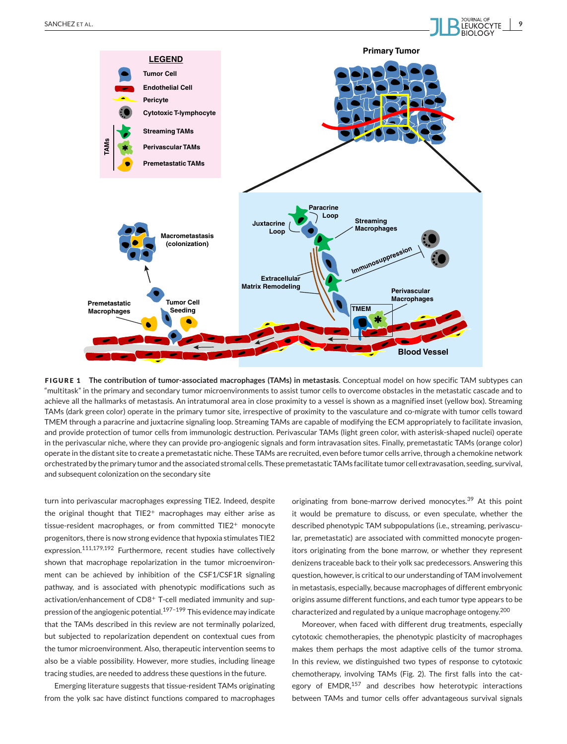**FIGURE 1** **The contribution of tumor-associated macrophages (TAMs) in metastasis**. Conceptual model on how specific TAM subtypes can "multitask" in the primary and secondary tumor microenvironments to assist tumor cells to overcome obstacles in the metastatic cascade and to achieve all the hallmarks of metastasis. An intratumoral area in close proximity to a vessel is shown as a magnified inset (yellow box). Streaming TAMs (dark green color) operate in the primary tumor site, irrespective of proximity to the vasculature and co-migrate with tumor cells toward TMEM through a paracrine and juxtacrine signaling loop. Streaming TAMs are capable of modifying the ECM appropriately to facilitate invasion, and provide protection of tumor cells from immunologic destruction. Perivascular TAMs (light green color, with asterisk-shaped nuclei) operate in the perivascular niche, where they can provide pro-angiogenic signals and form intravasation sites. Finally, premetastatic TAMs (orange color) operate in the distant site to create a premetastatic niche. These TAMs are recruited, even before tumor cells arrive, through a chemokine network orchestrated by the primary tumor and the associated stromal cells. These premetastatic TAMs facilitate tumor cell extravasation, seeding, survival, and subsequent colonization on the secondary site

turn into perivascular macrophages expressing TIE2. Indeed, despite the original thought that TIE2$^+$ macrophages may either arise as tissue-resident macrophages, or from committed TIE2$^+$ monocyte progenitors, there is now strong evidence that hypoxia stimulates TIE2 expression.[111,179,192] Furthermore, recent studies have collectively shown that macrophage repolarization in the tumor microenvironment can be achieved by inhibition of the CSF1/CSF1R signaling pathway, and is associated with phenotypic modifications such as activation/enhancement of CD8$^+$ T-cell mediated immunity and suppression of the angiogenic potential.[197–199] This evidence may indicate that the TAMs described in this review are not terminally polarized, but subjected to repolarization dependent on contextual cues from the tumor microenvironment. Also, therapeutic intervention seems to also be a viable possibility. However, more studies, including lineage tracing studies, are needed to address these questions in the future.

Emerging literature suggests that tissue-resident TAMs originating from the yolk sac have distinct functions compared to macrophages originating from bone-marrow derived monocytes.[39] At this point it would be premature to discuss, or even speculate, whether the described phenotypic TAM subpopulations (i.e., streaming, perivascular, premetastatic) are associated with committed monocyte progenitors originating from the bone marrow, or whether they represent denizens traceable back to their yolk sac predecessors. Answering this question, however, is critical to our understanding of TAM involvement in metastasis, especially, because macrophages of different embryonic origins assume different functions, and each tumor type appears to be characterized and regulated by a unique macrophage ontogeny.[200]

Moreover, when faced with different drug treatments, especially cytotoxic chemotherapies, the phenotypic plasticity of macrophages makes them perhaps the most adaptive cells of the tumor stroma. In this review, we distinguished two types of response to cytotoxic chemotherapy, involving TAMs (Fig. 2). The first falls into the category of EMDR,[157] and describes how heterotypic interactions between TAMs and tumor cells offer advantageous survival signals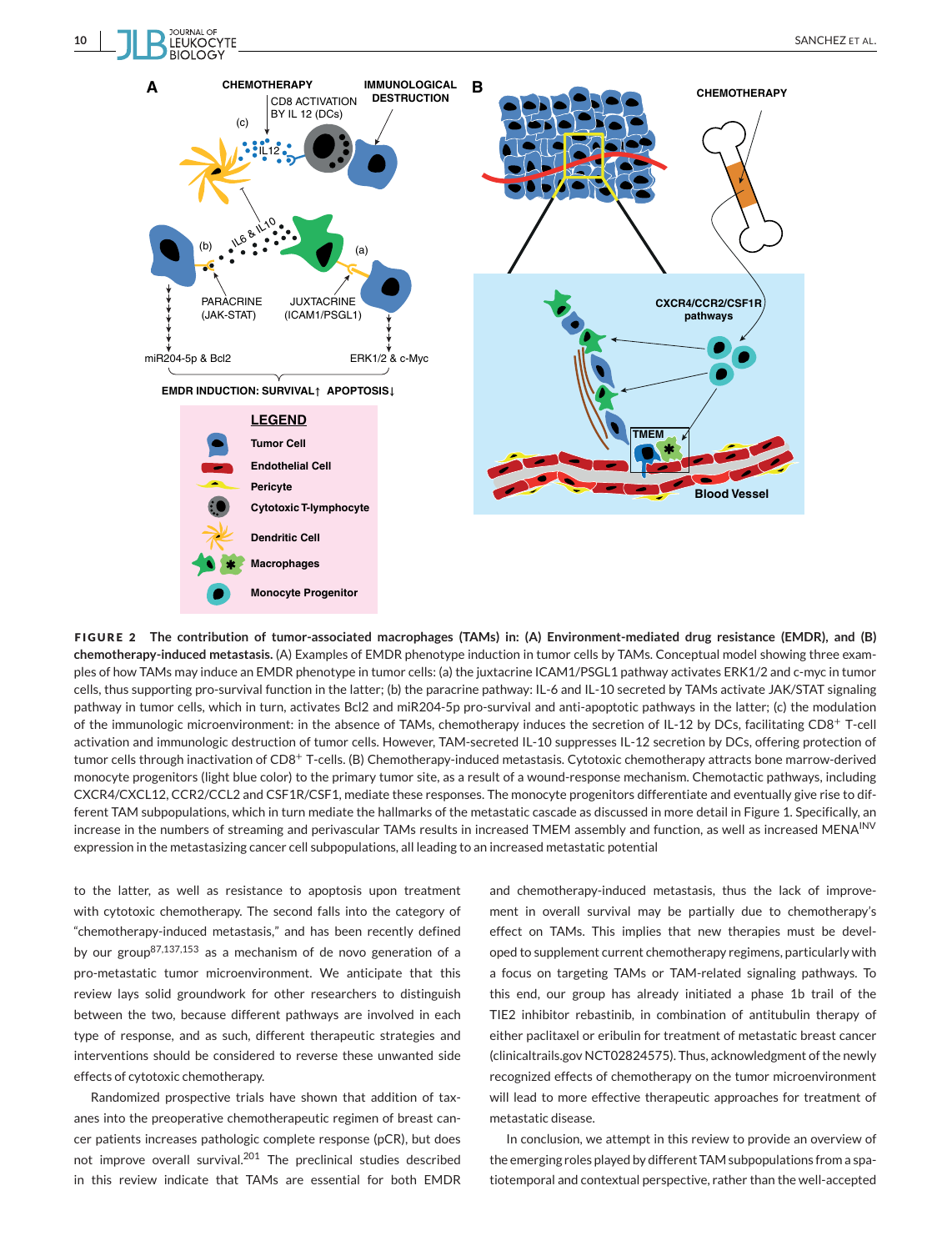**FIGURE 2** **The contribution of tumor-associated macrophages (TAMs) in: (A) Environment-mediated drug resistance (EMDR), and (B) chemotherapy-induced metastasis.** (A) Examples of EMDR phenotype induction in tumor cells by TAMs. Conceptual model showing three examples of how TAMs may induce an EMDR phenotype in tumor cells: (a) the juxtacrine ICAM1/PSGL1 pathway activates ERK1/2 and c-myc in tumor cells, thus supporting pro-survival function in the latter; (b) the paracrine pathway: IL-6 and IL-10 secreted by TAMs activate JAK/STAT signaling pathway in tumor cells, which in turn, activates Bcl2 and miR204-5p pro-survival and anti-apoptotic pathways in the latter; (c) the modulation of the immunologic microenvironment: in the absence of TAMs, chemotherapy induces the secretion of IL-12 by DCs, facilitating $CD8^+$ T-cell activation and immunologic destruction of tumor cells. However, TAM-secreted IL-10 suppresses IL-12 secretion by DCs, offering protection of tumor cells through inactivation of $CD8^+$ T-cells. (B) Chemotherapy-induced metastasis. Cytotoxic chemotherapy attracts bone marrow-derived monocyte progenitors (light blue color) to the primary tumor site, as a result of a wound-response mechanism. Chemotactic pathways, including CXCR4/CXCL12, CCR2/CCL2 and CSF1R/CSF1, mediate these responses. The monocyte progenitors differentiate and eventually give rise to different TAM subpopulations, which in turn mediate the hallmarks of the metastatic cascade as discussed in more detail in Figure 1. Specifically, an increase in the numbers of streaming and perivascular TAMs results in increased TMEM assembly and function, as well as increased $MENA^{INV}$ expression in the metastasizing cancer cell subpopulations, all leading to an increased metastatic potential

to the latter, as well as resistance to apoptosis upon treatment with cytotoxic chemotherapy. The second falls into the category of "chemotherapy-induced metastasis," and has been recently defined by our group[87,137,153] as a mechanism of de novo generation of a pro-metastatic tumor microenvironment. We anticipate that this review lays solid groundwork for other researchers to distinguish between the two, because different pathways are involved in each type of response, and as such, different therapeutic strategies and interventions should be considered to reverse these unwanted side effects of cytotoxic chemotherapy.

Randomized prospective trials have shown that addition of taxanes into the preoperative chemotherapeutic regimen of breast cancer patients increases pathologic complete response (pCR), but does not improve overall survival.[201] The preclinical studies described in this review indicate that TAMs are essential for both EMDR and chemotherapy-induced metastasis, thus the lack of improvement in overall survival may be partially due to chemotherapy's effect on TAMs. This implies that new therapies must be developed to supplement current chemotherapy regimens, particularly with a focus on targeting TAMs or TAM-related signaling pathways. To this end, our group has already initiated a phase 1b trail of the TIE2 inhibitor rebastinib, in combination of antitubulin therapy of either paclitaxel or eribulin for treatment of metastatic breast cancer (clinicaltrails.gov NCT02824575). Thus, acknowledgment of the newly recognized effects of chemotherapy on the tumor microenvironment will lead to more effective therapeutic approaches for treatment of metastatic disease.

In conclusion, we attempt in this review to provide an overview of the emerging roles played by different TAM subpopulations from a spatiotemporal and contextual perspective, rather than the well-accepted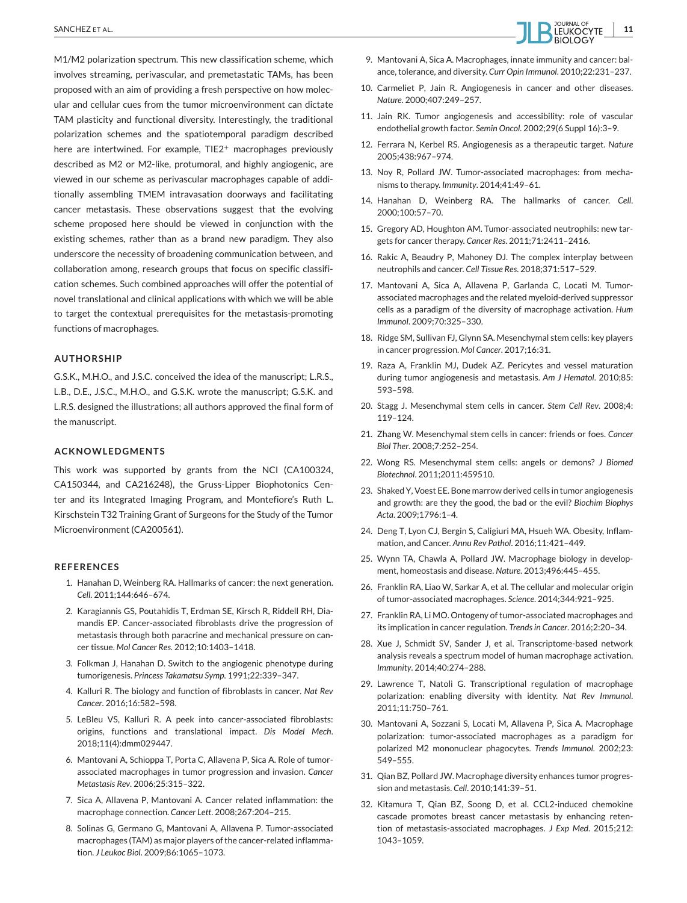M1/M2 polarization spectrum. This new classification scheme, which involves streaming, perivascular, and premetastatic TAMs, has been proposed with an aim of providing a fresh perspective on how molecular and cellular cues from the tumor microenvironment can dictate TAM plasticity and functional diversity. Interestingly, the traditional polarization schemes and the spatiotemporal paradigm described here are intertwined. For example, TIE2$^+$ macrophages previously described as M2 or M2-like, protumoral, and highly angiogenic, are viewed in our scheme as perivascular macrophages capable of additionally assembling TMEM intravasation doorways and facilitating cancer metastasis. These observations suggest that the evolving scheme proposed here should be viewed in conjunction with the existing schemes, rather than as a brand new paradigm. They also underscore the necessity of broadening communication between, and collaboration among, research groups that focus on specific classification schemes. Such combined approaches will offer the potential of novel translational and clinical applications with which we will be able to target the contextual prerequisites for the metastasis-promoting functions of macrophages.

## AUTHORSHIP

G.S.K., M.H.O., and J.S.C. conceived the idea of the manuscript; L.R.S., L.B., D.E., J.S.C., M.H.O., and G.S.K. wrote the manuscript; G.S.K. and L.R.S. designed the illustrations; all authors approved the final form of the manuscript.

## ACKNOWLEDGMENTS

This work was supported by grants from the NCI (CA100324, CA150344, and CA216248), the Gruss-Lipper Biophotonics Center and its Integrated Imaging Program, and Montefiore's Ruth L. Kirschstein T32 Training Grant of Surgeons for the Study of the Tumor Microenvironment (CA200561).

## REFERENCES

1. Hanahan D, Weinberg RA. Hallmarks of cancer: the next generation. *Cell*. 2011;144:646–674.
2. Karagiannis GS, Poutahidis T, Erdman SE, Kirsch R, Riddell RH, Diamandis EP. Cancer-associated fibroblasts drive the progression of metastasis through both paracrine and mechanical pressure on cancer tissue. *Mol Cancer Res*. 2012;10:1403–1418.
3. Folkman J, Hanahan D. Switch to the angiogenic phenotype during tumorigenesis. *Princess Takamatsu Symp*. 1991;22:339–347.
4. Kalluri R. The biology and function of fibroblasts in cancer. *Nat Rev Cancer*. 2016;16:582–598.
5. LeBleu VS, Kalluri R. A peek into cancer-associated fibroblasts: origins, functions and translational impact. *Dis Model Mech*. 2018;11(4):dmm029447.
6. Mantovani A, Schioppa T, Porta C, Allavena P, Sica A. Role of tumor-associated macrophages in tumor progression and invasion. *Cancer Metastasis Rev*. 2006;25:315–322.
7. Sica A, Allavena P, Mantovani A. Cancer related inflammation: the macrophage connection. *Cancer Lett*. 2008;267:204–215.
8. Solinas G, Germano G, Mantovani A, Allavena P. Tumor-associated macrophages (TAM) as major players of the cancer-related inflammation. *J Leukoc Biol*. 2009;86:1065–1073.
9. Mantovani A, Sica A. Macrophages, innate immunity and cancer: balance, tolerance, and diversity. *Curr Opin Immunol*. 2010;22:231–237.
10. Carmeliet P, Jain R. Angiogenesis in cancer and other diseases. *Nature*. 2000;407:249–257.
11. Jain RK. Tumor angiogenesis and accessibility: role of vascular endothelial growth factor. *Semin Oncol*. 2002;29(6 Suppl 16):3–9.
12. Ferrara N, Kerbel RS. Angiogenesis as a therapeutic target. *Nature* 2005;438:967–974.
13. Noy R, Pollard JW. Tumor-associated macrophages: from mechanisms to therapy. *Immunity*. 2014;41:49–61.
14. Hanahan D, Weinberg RA. The hallmarks of cancer. *Cell*. 2000;100:57–70.
15. Gregory AD, Houghton AM. Tumor-associated neutrophils: new targets for cancer therapy. *Cancer Res*. 2011;71:2411–2416.
16. Rakic A, Beaudry P, Mahoney DJ. The complex interplay between neutrophils and cancer. *Cell Tissue Res*. 2018;371:517–529.
17. Mantovani A, Sica A, Allavena P, Garlanda C, Locati M. Tumor-associated macrophages and the related myeloid-derived suppressor cells as a paradigm of the diversity of macrophage activation. *Hum Immunol*. 2009;70:325–330.
18. Ridge SM, Sullivan FJ, Glynn SA. Mesenchymal stem cells: key players in cancer progression. *Mol Cancer*. 2017;16:31.
19. Raza A, Franklin MJ, Dudek AZ. Pericytes and vessel maturation during tumor angiogenesis and metastasis. *Am J Hematol*. 2010;85:593–598.
20. Stagg J. Mesenchymal stem cells in cancer. *Stem Cell Rev*. 2008;4:119–124.
21. Zhang W. Mesenchymal stem cells in cancer: friends or foes. *Cancer Biol Ther*. 2008;7:252–254.
22. Wong RS. Mesenchymal stem cells: angels or demons? *J Biomed Biotechnol*. 2011;2011:459510.
23. Shaked Y, Voest EE. Bone marrow derived cells in tumor angiogenesis and growth: are they the good, the bad or the evil? *Biochim Biophys Acta*. 2009;1796:1–4.
24. Deng T, Lyon CJ, Bergin S, Caligiuri MA, Hsueh WA. Obesity, Inflammation, and Cancer. *Annu Rev Pathol*. 2016;11:421–449.
25. Wynn TA, Chawla A, Pollard JW. Macrophage biology in development, homeostasis and disease. *Nature*. 2013;496:445–455.
26. Franklin RA, Liao W, Sarkar A, et al. The cellular and molecular origin of tumor-associated macrophages. *Science*. 2014;344:921–925.
27. Franklin RA, Li MO. Ontogeny of tumor-associated macrophages and its implication in cancer regulation. *Trends in Cancer*. 2016;2:20–34.
28. Xue J, Schmidt SV, Sander J, et al. Transcriptome-based network analysis reveals a spectrum model of human macrophage activation. *Immunity*. 2014;40:274–288.
29. Lawrence T, Natoli G. Transcriptional regulation of macrophage polarization: enabling diversity with identity. *Nat Rev Immunol*. 2011;11:750–761.
30. Mantovani A, Sozzani S, Locati M, Allavena P, Sica A. Macrophage polarization: tumor-associated macrophages as a paradigm for polarized M2 mononuclear phagocytes. *Trends Immunol*. 2002;23:549–555.
31. Qian BZ, Pollard JW. Macrophage diversity enhances tumor progression and metastasis. *Cell*. 2010;141:39–51.
32. Kitamura T, Qian BZ, Soong D, et al. CCL2-induced chemokine cascade promotes breast cancer metastasis by enhancing retention of metastasis-associated macrophages. *J Exp Med*. 2015;212:1043–1059.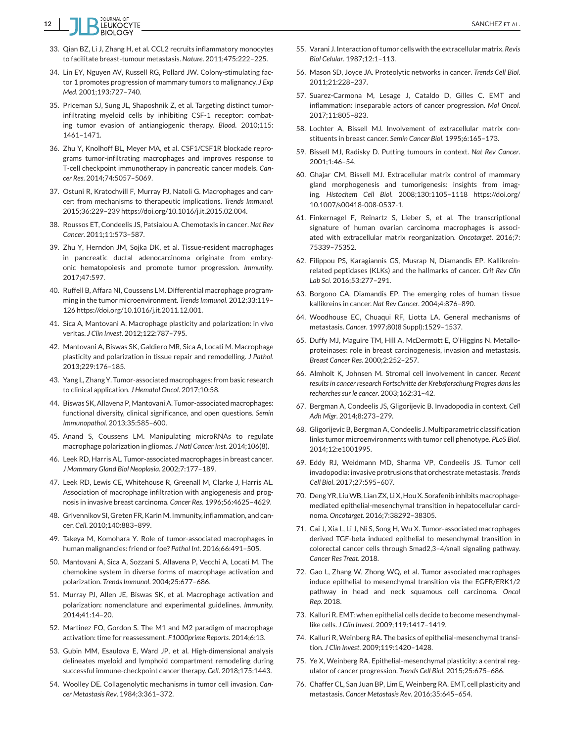33. Qian BZ, Li J, Zhang H, et al. CCL2 recruits inflammatory monocytes to facilitate breast-tumour metastasis. *Nature*. 2011;475:222–225.

34. Lin EY, Nguyen AV, Russell RG, Pollard JW. Colony-stimulating factor 1 promotes progression of mammary tumors to malignancy. *J Exp Med*. 2001;193:727–740.

35. Priceman SJ, Sung JL, Shaposhnik Z, et al. Targeting distinct tumor-infiltrating myeloid cells by inhibiting CSF-1 receptor: combating tumor evasion of antiangiogenic therapy. *Blood*. 2010;115: 1461–1471.

36. Zhu Y, Knolhoff BL, Meyer MA, et al. CSF1/CSF1R blockade reprograms tumor-infiltrating macrophages and improves response to T-cell checkpoint immunotherapy in pancreatic cancer models. *Cancer Res*. 2014;74:5057–5069.

37. Ostuni R, Kratochvill F, Murray PJ, Natoli G. Macrophages and cancer: from mechanisms to therapeutic implications. *Trends Immunol*. 2015;36:229–239 https://doi.org/10.1016/j.it.2015.02.004.

38. Roussos ET, Condeelis JS, Patsialou A. Chemotaxis in cancer. *Nat Rev Cancer*. 2011;11:573–587.

39. Zhu Y, Herndon JM, Sojka DK, et al. Tissue-resident macrophages in pancreatic ductal adenocarcinoma originate from embryonic hematopoiesis and promote tumor progression. *Immunity*. 2017;47:597.

40. Ruffell B, Affara NI, Coussens LM. Differential macrophage programming in the tumor microenvironment. *Trends Immunol*. 2012;33:119–126 https://doi.org/10.1016/j.it.2011.12.001.

41. Sica A, Mantovani A. Macrophage plasticity and polarization: in vivo veritas. *J Clin Invest*. 2012;122:787–795.

42. Mantovani A, Biswas SK, Galdiero MR, Sica A, Locati M. Macrophage plasticity and polarization in tissue repair and remodelling. *J Pathol*. 2013;229:176–185.

43. Yang L, Zhang Y. Tumor-associated macrophages: from basic research to clinical application. *J Hematol Oncol*. 2017;10:58.

44. Biswas SK, Allavena P, Mantovani A. Tumor-associated macrophages: functional diversity, clinical significance, and open questions. *Semin Immunopathol*. 2013;35:585–600.

45. Anand S, Coussens LM. Manipulating microRNAs to regulate macrophage polarization in gliomas. *J Natl Cancer Inst*. 2014;106(8).

46. Leek RD, Harris AL. Tumor-associated macrophages in breast cancer. *J Mammary Gland Biol Neoplasia*. 2002;7:177–189.

47. Leek RD, Lewis CE, Whitehouse R, Greenall M, Clarke J, Harris AL. Association of macrophage infiltration with angiogenesis and prognosis in invasive breast carcinoma. *Cancer Res*. 1996;56:4625–4629.

48. Grivennikov SI, Greten FR, Karin M. Immunity, inflammation, and cancer. *Cell*. 2010;140:883–899.

49. Takeya M, Komohara Y. Role of tumor-associated macrophages in human malignancies: friend or foe? *Pathol Int*. 2016;66:491–505.

50. Mantovani A, Sica A, Sozzani S, Allavena P, Vecchi A, Locati M. The chemokine system in diverse forms of macrophage activation and polarization. *Trends Immunol*. 2004;25:677–686.

51. Murray PJ, Allen JE, Biswas SK, et al. Macrophage activation and polarization: nomenclature and experimental guidelines. *Immunity*. 2014;41:14–20.

52. Martinez FO, Gordon S. The M1 and M2 paradigm of macrophage activation: time for reassessment. *F1000prime Reports*. 2014;6:13.

53. Gubin MM, Esaulova E, Ward JP, et al. High-dimensional analysis delineates myeloid and lymphoid compartment remodeling during successful immune-checkpoint cancer therapy. *Cell*. 2018;175:1443.

54. Woolley DE. Collagenolytic mechanisms in tumor cell invasion. *Cancer Metastasis Rev*. 1984;3:361–372.

55. Varani J. Interaction of tumor cells with the extracellular matrix. *Revis Biol Celular*. 1987;12:1–113.

56. Mason SD, Joyce JA. Proteolytic networks in cancer. *Trends Cell Biol*. 2011;21:228–237.

57. Suarez-Carmona M, Lesage J, Cataldo D, Gilles C. EMT and inflammation: inseparable actors of cancer progression. *Mol Oncol*. 2017;11:805–823.

58. Lochter A, Bissell MJ. Involvement of extracellular matrix constituents in breast cancer. *Semin Cancer Biol*. 1995;6:165–173.

59. Bissell MJ, Radisky D. Putting tumours in context. *Nat Rev Cancer*. 2001;1:46–54.

60. Ghajar CM, Bissell MJ. Extracellular matrix control of mammary gland morphogenesis and tumorigenesis: insights from imaging. *Histochem Cell Biol*. 2008;130:1105–1118 https://doi.org/10.1007/s00418-008-0537-1.

61. Finkernagel F, Reinartz S, Lieber S, et al. The transcriptional signature of human ovarian carcinoma macrophages is associated with extracellular matrix reorganization. *Oncotarget*. 2016;7: 75339–75352.

62. Filippou PS, Karagiannis GS, Musrap N, Diamandis EP. Kallikrein-related peptidases (KLKs) and the hallmarks of cancer. *Crit Rev Clin Lab Sci*. 2016;53:277–291.

63. Borgono CA, Diamandis EP. The emerging roles of human tissue kallikreins in cancer. *Nat Rev Cancer*. 2004;4:876–890.

64. Woodhouse EC, Chuaqui RF, Liotta LA. General mechanisms of metastasis. *Cancer*. 1997;80(8 Suppl):1529–1537.

65. Duffy MJ, Maguire TM, Hill A, McDermott E, O'Higgins N. Metalloproteinases: role in breast carcinogenesis, invasion and metastasis. *Breast Cancer Res*. 2000;2:252–257.

66. Almholt K, Johnsen M. Stromal cell involvement in cancer. *Recent results in cancer research Fortschritte der Krebsforschung Progres dans les recherches sur le cancer*. 2003;162:31–42.

67. Bergman A, Condeelis JS, Gligorijevic B. Invadopodia in context. *Cell Adh Migr*. 2014;8:273–279.

68. Gligorijevic B, Bergman A, Condeelis J. Multiparametric classification links tumor microenvironments with tumor cell phenotype. *PLoS Biol*. 2014;12:e1001995.

69. Eddy RJ, Weidmann MD, Sharma VP, Condeelis JS. Tumor cell invadopodia: invasive protrusions that orchestrate metastasis. *Trends Cell Biol*. 2017;27:595–607.

70. Deng YR, Liu WB, Lian ZX, Li X, Hou X. Sorafenib inhibits macrophage-mediated epithelial-mesenchymal transition in hepatocellular carcinoma. *Oncotarget*. 2016;7:38292–38305.

71. Cai J, Xia L, Li J, Ni S, Song H, Wu X. Tumor-associated macrophages derived TGF-beta induced epithelial to mesenchymal transition in colorectal cancer cells through Smad2,3–4/snail signaling pathway. *Cancer Res Treat*. 2018.

72. Gao L, Zhang W, Zhong WQ, et al. Tumor associated macrophages induce epithelial to mesenchymal transition via the EGFR/ERK1/2 pathway in head and neck squamous cell carcinoma. *Oncol Rep*. 2018.

73. Kalluri R. EMT: when epithelial cells decide to become mesenchymal-like cells. *J Clin Invest*. 2009;119:1417–1419.

74. Kalluri R, Weinberg RA. The basics of epithelial-mesenchymal transition. *J Clin Invest*. 2009;119:1420–1428.

75. Ye X, Weinberg RA. Epithelial-mesenchymal plasticity: a central regulator of cancer progression. *Trends Cell Biol*. 2015;25:675–686.

76. Chaffer CL, San Juan BP, Lim E, Weinberg RA. EMT, cell plasticity and metastasis. *Cancer Metastasis Rev*. 2016;35:645–654.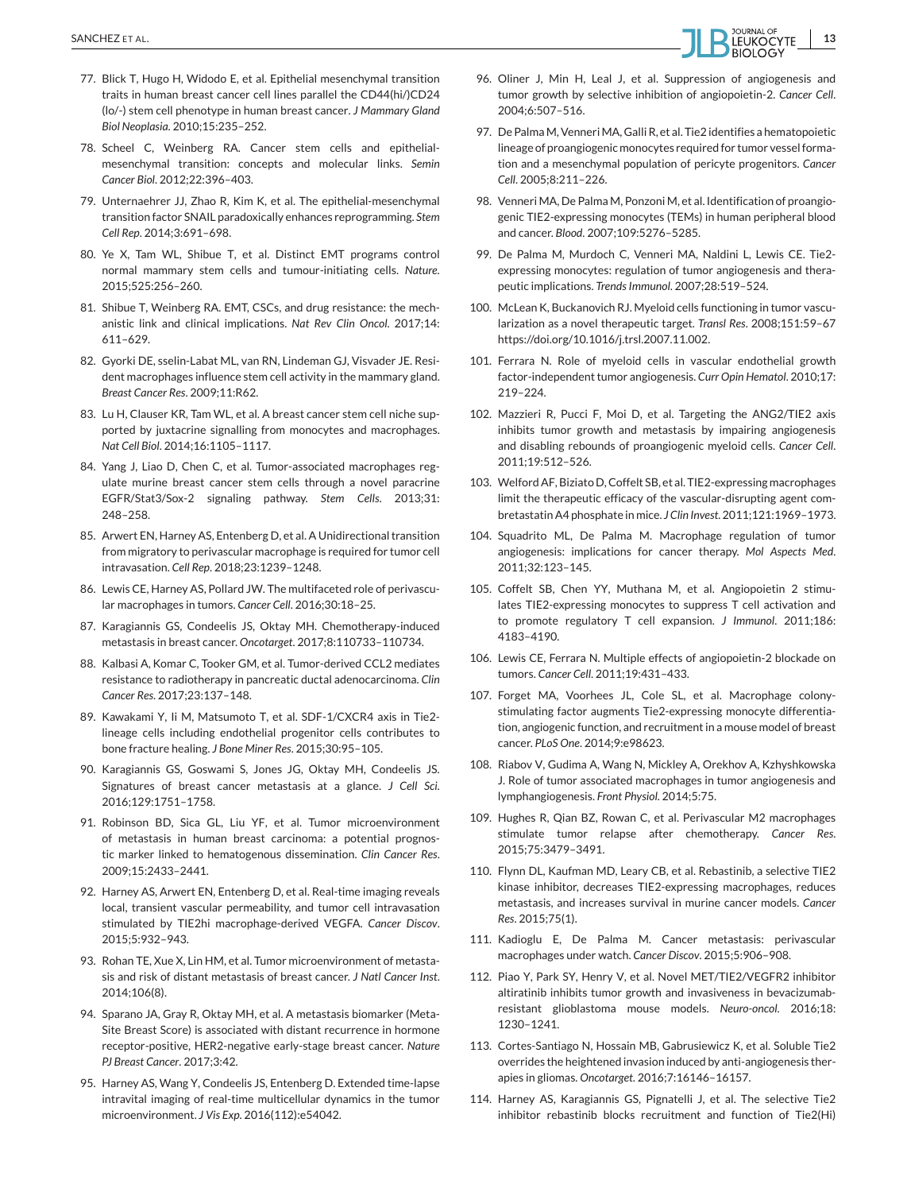77. Blick T, Hugo H, Widodo E, et al. Epithelial mesenchymal transition traits in human breast cancer cell lines parallel the CD44(hi/)CD24 (lo/-) stem cell phenotype in human breast cancer. *J Mammary Gland Biol Neoplasia*. 2010;15:235–252.
78. Scheel C, Weinberg RA. Cancer stem cells and epithelial-mesenchymal transition: concepts and molecular links. *Semin Cancer Biol*. 2012;22:396–403.
79. Unternaehrer JJ, Zhao R, Kim K, et al. The epithelial-mesenchymal transition factor SNAIL paradoxically enhances reprogramming. *Stem Cell Rep*. 2014;3:691–698.
80. Ye X, Tam WL, Shibue T, et al. Distinct EMT programs control normal mammary stem cells and tumour-initiating cells. *Nature*. 2015;525:256–260.
81. Shibue T, Weinberg RA. EMT, CSCs, and drug resistance: the mechanistic link and clinical implications. *Nat Rev Clin Oncol*. 2017;14: 611–629.
82. Gyorki DE, sselin-Labat ML, van RN, Lindeman GJ, Visvader JE. Resident macrophages influence stem cell activity in the mammary gland. *Breast Cancer Res*. 2009;11:R62.
83. Lu H, Clauser KR, Tam WL, et al. A breast cancer stem cell niche supported by juxtacrine signalling from monocytes and macrophages. *Nat Cell Biol*. 2014;16:1105–1117.
84. Yang J, Liao D, Chen C, et al. Tumor-associated macrophages regulate murine breast cancer stem cells through a novel paracrine EGFR/Stat3/Sox-2 signaling pathway. *Stem Cells*. 2013;31: 248–258.
85. Arwert EN, Harney AS, Entenberg D, et al. A Unidirectional transition from migratory to perivascular macrophage is required for tumor cell intravasation. *Cell Rep*. 2018;23:1239–1248.
86. Lewis CE, Harney AS, Pollard JW. The multifaceted role of perivascular macrophages in tumors. *Cancer Cell*. 2016;30:18–25.
87. Karagiannis GS, Condeelis JS, Oktay MH. Chemotherapy-induced metastasis in breast cancer. *Oncotarget*. 2017;8:110733–110734.
88. Kalbasi A, Komar C, Tooker GM, et al. Tumor-derived CCL2 mediates resistance to radiotherapy in pancreatic ductal adenocarcinoma. *Clin Cancer Res*. 2017;23:137–148.
89. Kawakami Y, Ii M, Matsumoto T, et al. SDF-1/CXCR4 axis in Tie2-lineage cells including endothelial progenitor cells contributes to bone fracture healing. *J Bone Miner Res*. 2015;30:95–105.
90. Karagiannis GS, Goswami S, Jones JG, Oktay MH, Condeelis JS. Signatures of breast cancer metastasis at a glance. *J Cell Sci*. 2016;129:1751–1758.
91. Robinson BD, Sica GL, Liu YF, et al. Tumor microenvironment of metastasis in human breast carcinoma: a potential prognostic marker linked to hematogenous dissemination. *Clin Cancer Res*. 2009;15:2433–2441.
92. Harney AS, Arwert EN, Entenberg D, et al. Real-time imaging reveals local, transient vascular permeability, and tumor cell intravasation stimulated by TIE2hi macrophage-derived VEGFA. *Cancer Discov*. 2015;5:932–943.
93. Rohan TE, Xue X, Lin HM, et al. Tumor microenvironment of metastasis and risk of distant metastasis of breast cancer. *J Natl Cancer Inst*. 2014;106(8).
94. Sparano JA, Gray R, Oktay MH, et al. A metastasis biomarker (MetaSite Breast Score) is associated with distant recurrence in hormone receptor-positive, HER2-negative early-stage breast cancer. *Nature PJ Breast Cancer*. 2017;3:42.
95. Harney AS, Wang Y, Condeelis JS, Entenberg D. Extended time-lapse intravital imaging of real-time multicellular dynamics in the tumor microenvironment. *J Vis Exp*. 2016(112):e54042.
96. Oliner J, Min H, Leal J, et al. Suppression of angiogenesis and tumor growth by selective inhibition of angiopoietin-2. *Cancer Cell*. 2004;6:507–516.
97. De Palma M, Venneri MA, Galli R, et al. Tie2 identifies a hematopoietic lineage of proangiogenic monocytes required for tumor vessel formation and a mesenchymal population of pericyte progenitors. *Cancer Cell*. 2005;8:211–226.
98. Venneri MA, De Palma M, Ponzoni M, et al. Identification of proangiogenic TIE2-expressing monocytes (TEMs) in human peripheral blood and cancer. *Blood*. 2007;109:5276–5285.
99. De Palma M, Murdoch C, Venneri MA, Naldini L, Lewis CE. Tie2-expressing monocytes: regulation of tumor angiogenesis and therapeutic implications. *Trends Immunol*. 2007;28:519–524.
100. McLean K, Buckanovich RJ. Myeloid cells functioning in tumor vascularization as a novel therapeutic target. *Transl Res*. 2008;151:59–67 https://doi.org/10.1016/j.trsl.2007.11.002.
101. Ferrara N. Role of myeloid cells in vascular endothelial growth factor-independent tumor angiogenesis. *Curr Opin Hematol*. 2010;17: 219–224.
102. Mazzieri R, Pucci F, Moi D, et al. Targeting the ANG2/TIE2 axis inhibits tumor growth and metastasis by impairing angiogenesis and disabling rebounds of proangiogenic myeloid cells. *Cancer Cell*. 2011;19:512–526.
103. Welford AF, Biziato D, Coffelt SB, et al. TIE2-expressing macrophages limit the therapeutic efficacy of the vascular-disrupting agent combretastatin A4 phosphate in mice. *J Clin Invest*. 2011;121:1969–1973.
104. Squadrito ML, De Palma M. Macrophage regulation of tumor angiogenesis: implications for cancer therapy. *Mol Aspects Med*. 2011;32:123–145.
105. Coffelt SB, Chen YY, Muthana M, et al. Angiopoietin 2 stimulates TIE2-expressing monocytes to suppress T cell activation and to promote regulatory T cell expansion. *J Immunol*. 2011;186: 4183–4190.
106. Lewis CE, Ferrara N. Multiple effects of angiopoietin-2 blockade on tumors. *Cancer Cell*. 2011;19:431–433.
107. Forget MA, Voorhees JL, Cole SL, et al. Macrophage colony-stimulating factor augments Tie2-expressing monocyte differentiation, angiogenic function, and recruitment in a mouse model of breast cancer. *PLoS One*. 2014;9:e98623.
108. Riabov V, Gudima A, Wang N, Mickley A, Orekhov A, Kzhyshkowska J. Role of tumor associated macrophages in tumor angiogenesis and lymphangiogenesis. *Front Physiol*. 2014;5:75.
109. Hughes R, Qian BZ, Rowan C, et al. Perivascular M2 macrophages stimulate tumor relapse after chemotherapy. *Cancer Res*. 2015;75:3479–3491.
110. Flynn DL, Kaufman MD, Leary CB, et al. Rebastinib, a selective TIE2 kinase inhibitor, decreases TIE2-expressing macrophages, reduces metastasis, and increases survival in murine cancer models. *Cancer Res*. 2015;75(1).
111. Kadioglu E, De Palma M. Cancer metastasis: perivascular macrophages under watch. *Cancer Discov*. 2015;5:906–908.
112. Piao Y, Park SY, Henry V, et al. Novel MET/TIE2/VEGFR2 inhibitor altiratinib inhibits tumor growth and invasiveness in bevacizumab-resistant glioblastoma mouse models. *Neuro-oncol*. 2016;18: 1230–1241.
113. Cortes-Santiago N, Hossain MB, Gabrusiewicz K, et al. Soluble Tie2 overrides the heightened invasion induced by anti-angiogenesis therapies in gliomas. *Oncotarget*. 2016;7:16146–16157.
114. Harney AS, Karagiannis GS, Pignatelli J, et al. The selective Tie2 inhibitor rebastinib blocks recruitment and function of Tie2(Hi)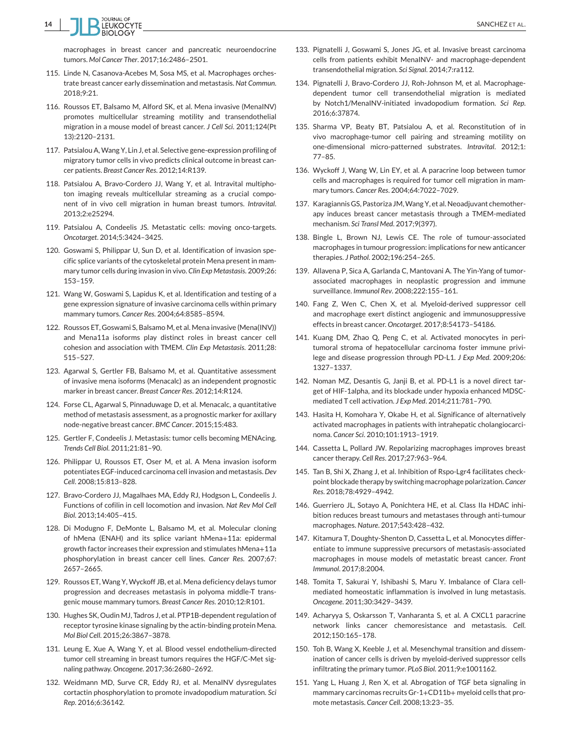macrophages in breast cancer and pancreatic neuroendocrine tumors. *Mol Cancer Ther*. 2017;16:2486–2501.

115. Linde N, Casanova-Acebes M, Sosa MS, et al. Macrophages orchestrate breast cancer early dissemination and metastasis. *Nat Commun*. 2018;9:21.
116. Roussos ET, Balsamo M, Alford SK, et al. Mena invasive (MenaINV) promotes multicellular streaming motility and transendothelial migration in a mouse model of breast cancer. *J Cell Sci*. 2011;124(Pt 13):2120–2131.
117. Patsialou A, Wang Y, Lin J, et al. Selective gene-expression profiling of migratory tumor cells in vivo predicts clinical outcome in breast cancer patients. *Breast Cancer Res*. 2012;14:R139.
118. Patsialou A, Bravo-Cordero JJ, Wang Y, et al. Intravital multiphoton imaging reveals multicellular streaming as a crucial component of in vivo cell migration in human breast tumors. *Intravital*. 2013;2:e25294.
119. Patsialou A, Condeelis JS. Metastatic cells: moving onco-targets. *Oncotarget*. 2014;5:3424–3425.
120. Goswami S, Philippar U, Sun D, et al. Identification of invasion specific splice variants of the cytoskeletal protein Mena present in mammary tumor cells during invasion in vivo. *Clin Exp Metastasis*. 2009;26: 153–159.
121. Wang W, Goswami S, Lapidus K, et al. Identification and testing of a gene expression signature of invasive carcinoma cells within primary mammary tumors. *Cancer Res*. 2004;64:8585–8594.
122. Roussos ET, Goswami S, Balsamo M, et al. Mena invasive (Mena(INV)) and Mena11a isoforms play distinct roles in breast cancer cell cohesion and association with TMEM. *Clin Exp Metastasis*. 2011;28: 515–527.
123. Agarwal S, Gertler FB, Balsamo M, et al. Quantitative assessment of invasive mena isoforms (Menacalc) as an independent prognostic marker in breast cancer. *Breast Cancer Res*. 2012;14:R124.
124. Forse CL, Agarwal S, Pinnaduwage D, et al. Menacalc, a quantitative method of metastasis assessment, as a prognostic marker for axillary node-negative breast cancer. *BMC Cancer*. 2015;15:483.
125. Gertler F, Condeelis J. Metastasis: tumor cells becoming MENAcing. *Trends Cell Biol*. 2011;21:81–90.
126. Philippar U, Roussos ET, Oser M, et al. A Mena invasion isoform potentiates EGF-induced carcinoma cell invasion and metastasis. *Dev Cell*. 2008;15:813–828.
127. Bravo-Cordero JJ, Magalhaes MA, Eddy RJ, Hodgson L, Condeelis J. Functions of cofilin in cell locomotion and invasion. *Nat Rev Mol Cell Biol*. 2013;14:405–415.
128. Di Modugno F, DeMonte L, Balsamo M, et al. Molecular cloning of hMena (ENAH) and its splice variant hMena+11a: epidermal growth factor increases their expression and stimulates hMena+11a phosphorylation in breast cancer cell lines. *Cancer Res*. 2007;67: 2657–2665.
129. Roussos ET, Wang Y, Wyckoff JB, et al. Mena deficiency delays tumor progression and decreases metastasis in polyoma middle-T transgenic mouse mammary tumors. *Breast Cancer Res*. 2010;12:R101.
130. Hughes SK, Oudin MJ, Tadros J, et al. PTP1B-dependent regulation of receptor tyrosine kinase signaling by the actin-binding protein Mena. *Mol Biol Cell*. 2015;26:3867–3878.
131. Leung E, Xue A, Wang Y, et al. Blood vessel endothelium-directed tumor cell streaming in breast tumors requires the HGF/C-Met signaling pathway. *Oncogene*. 2017;36:2680–2692.
132. Weidmann MD, Surve CR, Eddy RJ, et al. MenaINV dysregulates cortactin phosphorylation to promote invadopodium maturation. *Sci Rep*. 2016;6:36142.
133. Pignatelli J, Goswami S, Jones JG, et al. Invasive breast carcinoma cells from patients exhibit MenaINV- and macrophage-dependent transendothelial migration. *Sci Signal*. 2014;7:ra112.
134. Pignatelli J, Bravo-Cordero JJ, Roh-Johnson M, et al. Macrophage-dependent tumor cell transendothelial migration is mediated by Notch1/MenaINV-initiated invadopodium formation. *Sci Rep*. 2016;6:37874.
135. Sharma VP, Beaty BT, Patsialou A, et al. Reconstitution of in vivo macrophage-tumor cell pairing and streaming motility on one-dimensional micro-patterned substrates. *Intravital*. 2012;1: 77–85.
136. Wyckoff J, Wang W, Lin EY, et al. A paracrine loop between tumor cells and macrophages is required for tumor cell migration in mammary tumors. *Cancer Res*. 2004;64:7022–7029.
137. Karagiannis GS, Pastoriza JM, Wang Y, et al. Neoadjuvant chemotherapy induces breast cancer metastasis through a TMEM-mediated mechanism. *Sci Transl Med*. 2017;9(397).
138. Bingle L, Brown NJ, Lewis CE. The role of tumour-associated macrophages in tumour progression: implications for new anticancer therapies. *J Pathol*. 2002;196:254–265.
139. Allavena P, Sica A, Garlanda C, Mantovani A. The Yin-Yang of tumor-associated macrophages in neoplastic progression and immune surveillance. *Immunol Rev*. 2008;222:155–161.
140. Fang Z, Wen C, Chen X, et al. Myeloid-derived suppressor cell and macrophage exert distinct angiogenic and immunosuppressive effects in breast cancer. *Oncotarget*. 2017;8:54173–54186.
141. Kuang DM, Zhao Q, Peng C, et al. Activated monocytes in peritumoral stroma of hepatocellular carcinoma foster immune privilege and disease progression through PD-L1. *J Exp Med*. 2009;206: 1327–1337.
142. Noman MZ, Desantis G, Janji B, et al. PD-L1 is a novel direct target of HIF-1alpha, and its blockade under hypoxia enhanced MDSC-mediated T cell activation. *J Exp Med*. 2014;211:781–790.
143. Hasita H, Komohara Y, Okabe H, et al. Significance of alternatively activated macrophages in patients with intrahepatic cholangiocarcinoma. *Cancer Sci*. 2010;101:1913–1919.
144. Cassetta L, Pollard JW. Repolarizing macrophages improves breast cancer therapy. *Cell Res*. 2017;27:963–964.
145. Tan B, Shi X, Zhang J, et al. Inhibition of Rspo-Lgr4 facilitates checkpoint blockade therapy by switching macrophage polarization. *Cancer Res*. 2018;78:4929–4942.
146. Guerriero JL, Sotayo A, Ponichtera HE, et al. Class IIa HDAC inhibition reduces breast tumours and metastases through anti-tumour macrophages. *Nature*. 2017;543:428–432.
147. Kitamura T, Doughty-Shenton D, Cassetta L, et al. Monocytes differentiate to immune suppressive precursors of metastasis-associated macrophages in mouse models of metastatic breast cancer. *Front Immunol*. 2017;8:2004.
148. Tomita T, Sakurai Y, Ishibashi S, Maru Y. Imbalance of Clara cell-mediated homeostatic inflammation is involved in lung metastasis. *Oncogene*. 2011;30:3429–3439.
149. Acharyya S, Oskarsson T, Vanharanta S, et al. A CXCL1 paracrine network links cancer chemoresistance and metastasis. *Cell*. 2012;150:165–178.
150. Toh B, Wang X, Keeble J, et al. Mesenchymal transition and dissemination of cancer cells is driven by myeloid-derived suppressor cells infiltrating the primary tumor. *PLoS Biol*. 2011;9:e1001162.
151. Yang L, Huang J, Ren X, et al. Abrogation of TGF beta signaling in mammary carcinomas recruits Gr-1+CD11b+ myeloid cells that promote metastasis. *Cancer Cell*. 2008;13:23–35.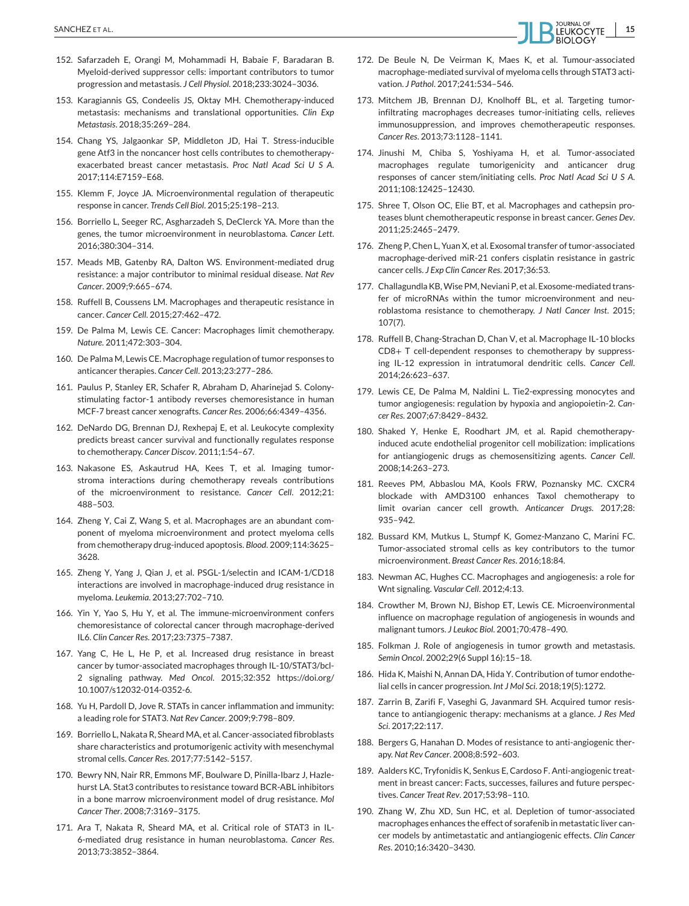152. Safarzadeh E, Orangi M, Mohammadi H, Babaie F, Baradaran B. Myeloid-derived suppressor cells: important contributors to tumor progression and metastasis. *J Cell Physiol*. 2018;233:3024–3036.

153. Karagiannis GS, Condeelis JS, Oktay MH. Chemotherapy-induced metastasis: mechanisms and translational opportunities. *Clin Exp Metastasis*. 2018;35:269–284.

154. Chang YS, Jalgaonkar SP, Middleton JD, Hai T. Stress-inducible gene Atf3 in the noncancer host cells contributes to chemotherapy-exacerbated breast cancer metastasis. *Proc Natl Acad Sci U S A*. 2017;114:E7159–E68.

155. Klemm F, Joyce JA. Microenvironmental regulation of therapeutic response in cancer. *Trends Cell Biol*. 2015;25:198–213.

156. Borriello L, Seeger RC, Asgharzadeh S, DeClerck YA. More than the genes, the tumor microenvironment in neuroblastoma. *Cancer Lett*. 2016;380:304–314.

157. Meads MB, Gatenby RA, Dalton WS. Environment-mediated drug resistance: a major contributor to minimal residual disease. *Nat Rev Cancer*. 2009;9:665–674.

158. Ruffell B, Coussens LM. Macrophages and therapeutic resistance in cancer. *Cancer Cell*. 2015;27:462–472.

159. De Palma M, Lewis CE. Cancer: Macrophages limit chemotherapy. *Nature*. 2011;472:303–304.

160. De Palma M, Lewis CE. Macrophage regulation of tumor responses to anticancer therapies. *Cancer Cell*. 2013;23:277–286.

161. Paulus P, Stanley ER, Schafer R, Abraham D, Aharinejad S. Colony-stimulating factor-1 antibody reverses chemoresistance in human MCF-7 breast cancer xenografts. *Cancer Res*. 2006;66:4349–4356.

162. DeNardo DG, Brennan DJ, Rexhepaj E, et al. Leukocyte complexity predicts breast cancer survival and functionally regulates response to chemotherapy. *Cancer Discov*. 2011;1:54–67.

163. Nakasone ES, Askautrud HA, Kees T, et al. Imaging tumor-stroma interactions during chemotherapy reveals contributions of the microenvironment to resistance. *Cancer Cell*. 2012;21: 488–503.

164. Zheng Y, Cai Z, Wang S, et al. Macrophages are an abundant component of myeloma microenvironment and protect myeloma cells from chemotherapy drug-induced apoptosis. *Blood*. 2009;114:3625–3628.

165. Zheng Y, Yang J, Qian J, et al. PSGL-1/selectin and ICAM-1/CD18 interactions are involved in macrophage-induced drug resistance in myeloma. *Leukemia*. 2013;27:702–710.

166. Yin Y, Yao S, Hu Y, et al. The immune-microenvironment confers chemoresistance of colorectal cancer through macrophage-derived IL6. *Clin Cancer Res*. 2017;23:7375–7387.

167. Yang C, He L, He P, et al. Increased drug resistance in breast cancer by tumor-associated macrophages through IL-10/STAT3/bcl-2 signaling pathway. *Med Oncol*. 2015;32:352 https://doi.org/10.1007/s12032-014-0352-6.

168. Yu H, Pardoll D, Jove R. STATs in cancer inflammation and immunity: a leading role for STAT3. *Nat Rev Cancer*. 2009;9:798–809.

169. Borriello L, Nakata R, Sheard MA, et al. Cancer-associated fibroblasts share characteristics and protumorigenic activity with mesenchymal stromal cells. *Cancer Res*. 2017;77:5142–5157.

170. Bewry NN, Nair RR, Emmons MF, Boulware D, Pinilla-Ibarz J, Hazlehurst LA. Stat3 contributes to resistance toward BCR-ABL inhibitors in a bone marrow microenvironment model of drug resistance. *Mol Cancer Ther*. 2008;7:3169–3175.

171. Ara T, Nakata R, Sheard MA, et al. Critical role of STAT3 in IL-6-mediated drug resistance in human neuroblastoma. *Cancer Res*. 2013;73:3852–3864.

172. De Beule N, De Veirman K, Maes K, et al. Tumour-associated macrophage-mediated survival of myeloma cells through STAT3 activation. *J Pathol*. 2017;241:534–546.

173. Mitchem JB, Brennan DJ, Knolhoff BL, et al. Targeting tumor-infiltrating macrophages decreases tumor-initiating cells, relieves immunosuppression, and improves chemotherapeutic responses. *Cancer Res*. 2013;73:1128–1141.

174. Jinushi M, Chiba S, Yoshiyama H, et al. Tumor-associated macrophages regulate tumorigenicity and anticancer drug responses of cancer stem/initiating cells. *Proc Natl Acad Sci U S A*. 2011;108:12425–12430.

175. Shree T, Olson OC, Elie BT, et al. Macrophages and cathepsin proteases blunt chemotherapeutic response in breast cancer. *Genes Dev*. 2011;25:2465–2479.

176. Zheng P, Chen L, Yuan X, et al. Exosomal transfer of tumor-associated macrophage-derived miR-21 confers cisplatin resistance in gastric cancer cells. *J Exp Clin Cancer Res*. 2017;36:53.

177. Challagundla KB, Wise PM, Neviani P, et al. Exosome-mediated transfer of microRNAs within the tumor microenvironment and neuroblastoma resistance to chemotherapy. *J Natl Cancer Inst*. 2015; 107(7).

178. Ruffell B, Chang-Strachan D, Chan V, et al. Macrophage IL-10 blocks CD8+ T cell-dependent responses to chemotherapy by suppressing IL-12 expression in intratumoral dendritic cells. *Cancer Cell*. 2014;26:623–637.

179. Lewis CE, De Palma M, Naldini L. Tie2-expressing monocytes and tumor angiogenesis: regulation by hypoxia and angiopoietin-2. *Cancer Res*. 2007;67:8429–8432.

180. Shaked Y, Henke E, Roodhart JM, et al. Rapid chemotherapy-induced acute endothelial progenitor cell mobilization: implications for antiangiogenic drugs as chemosensitizing agents. *Cancer Cell*. 2008;14:263–273.

181. Reeves PM, Abbaslou MA, Kools FRW, Poznansky MC. CXCR4 blockade with AMD3100 enhances Taxol chemotherapy to limit ovarian cancer cell growth. *Anticancer Drugs*. 2017;28: 935–942.

182. Bussard KM, Mutkus L, Stumpf K, Gomez-Manzano C, Marini FC. Tumor-associated stromal cells as key contributors to the tumor microenvironment. *Breast Cancer Res*. 2016;18:84.

183. Newman AC, Hughes CC. Macrophages and angiogenesis: a role for Wnt signaling. *Vascular Cell*. 2012;4:13.

184. Crowther M, Brown NJ, Bishop ET, Lewis CE. Microenvironmental influence on macrophage regulation of angiogenesis in wounds and malignant tumors. *J Leukoc Biol*. 2001;70:478–490.

185. Folkman J. Role of angiogenesis in tumor growth and metastasis. *Semin Oncol*. 2002;29(6 Suppl 16):15–18.

186. Hida K, Maishi N, Annan DA, Hida Y. Contribution of tumor endothelial cells in cancer progression. *Int J Mol Sci*. 2018;19(5):1272.

187. Zarrin B, Zarifi F, Vaseghi G, Javanmard SH. Acquired tumor resistance to antiangiogenic therapy: mechanisms at a glance. *J Res Med Sci*. 2017;22:117.

188. Bergers G, Hanahan D. Modes of resistance to anti-angiogenic therapy. *Nat Rev Cancer*. 2008;8:592–603.

189. Aalders KC, Tryfonidis K, Senkus E, Cardoso F. Anti-angiogenic treatment in breast cancer: Facts, successes, failures and future perspectives. *Cancer Treat Rev*. 2017;53:98–110.

190. Zhang W, Zhu XD, Sun HC, et al. Depletion of tumor-associated macrophages enhances the effect of sorafenib in metastatic liver cancer models by antimetastatic and antiangiogenic effects. *Clin Cancer Res*. 2010;16:3420–3430.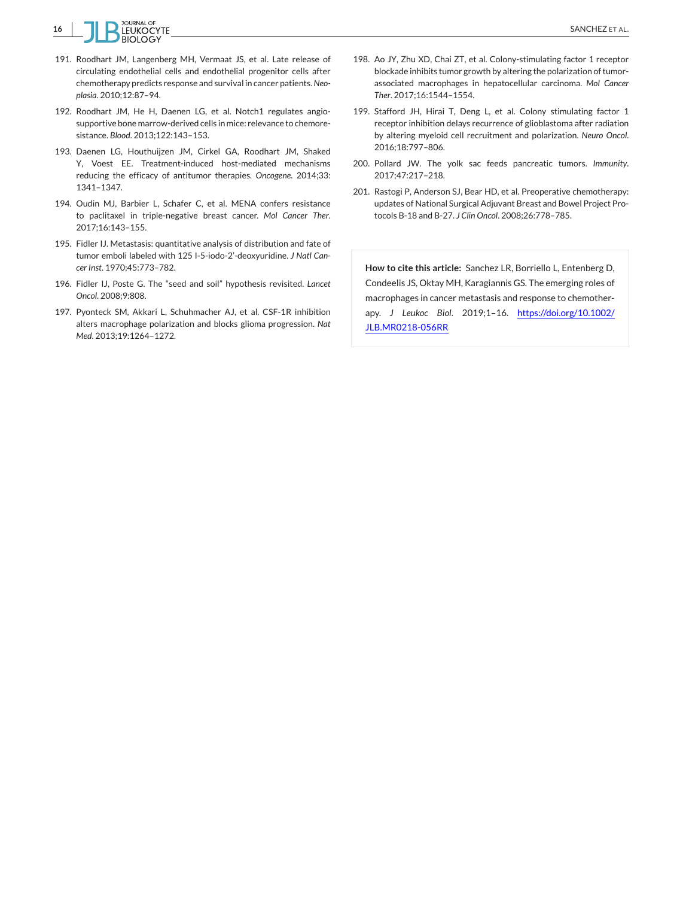191. Roodhart JM, Langenberg MH, Vermaat JS, et al. Late release of circulating endothelial cells and endothelial progenitor cells after chemotherapy predicts response and survival in cancer patients. *Neoplasia*. 2010;12:87–94.

192. Roodhart JM, He H, Daenen LG, et al. Notch1 regulates angio-supportive bone marrow-derived cells in mice: relevance to chemoresistance. *Blood*. 2013;122:143–153.

193. Daenen LG, Houthuijzen JM, Cirkel GA, Roodhart JM, Shaked Y, Voest EE. Treatment-induced host-mediated mechanisms reducing the efficacy of antitumor therapies. *Oncogene*. 2014;33:1341–1347.

194. Oudin MJ, Barbier L, Schafer C, et al. MENA confers resistance to paclitaxel in triple-negative breast cancer. *Mol Cancer Ther*. 2017;16:143–155.

195. Fidler IJ. Metastasis: quantitative analysis of distribution and fate of tumor emboli labeled with 125 I-5-iodo-2'-deoxyuridine. *J Natl Cancer Inst*. 1970;45:773–782.

196. Fidler IJ, Poste G. The "seed and soil" hypothesis revisited. *Lancet Oncol*. 2008;9:808.

197. Pyonteck SM, Akkari L, Schuhmacher AJ, et al. CSF-1R inhibition alters macrophage polarization and blocks glioma progression. *Nat Med*. 2013;19:1264–1272.

198. Ao JY, Zhu XD, Chai ZT, et al. Colony-stimulating factor 1 receptor blockade inhibits tumor growth by altering the polarization of tumor-associated macrophages in hepatocellular carcinoma. *Mol Cancer Ther*. 2017;16:1544–1554.

199. Stafford JH, Hirai T, Deng L, et al. Colony stimulating factor 1 receptor inhibition delays recurrence of glioblastoma after radiation by altering myeloid cell recruitment and polarization. *Neuro Oncol*. 2016;18:797–806.

200. Pollard JW. The yolk sac feeds pancreatic tumors. *Immunity*. 2017;47:217–218.

201. Rastogi P, Anderson SJ, Bear HD, et al. Preoperative chemotherapy: updates of National Surgical Adjuvant Breast and Bowel Project Protocols B-18 and B-27. *J Clin Oncol*. 2008;26:778–785.

**How to cite this article:** Sanchez LR, Borriello L, Entenberg D, Condeelis JS, Oktay MH, Karagiannis GS. The emerging roles of macrophages in cancer metastasis and response to chemotherapy. *J Leukoc Biol*. 2019;1–16. https://doi.org/10.1002/JLB.MR0218-056RR